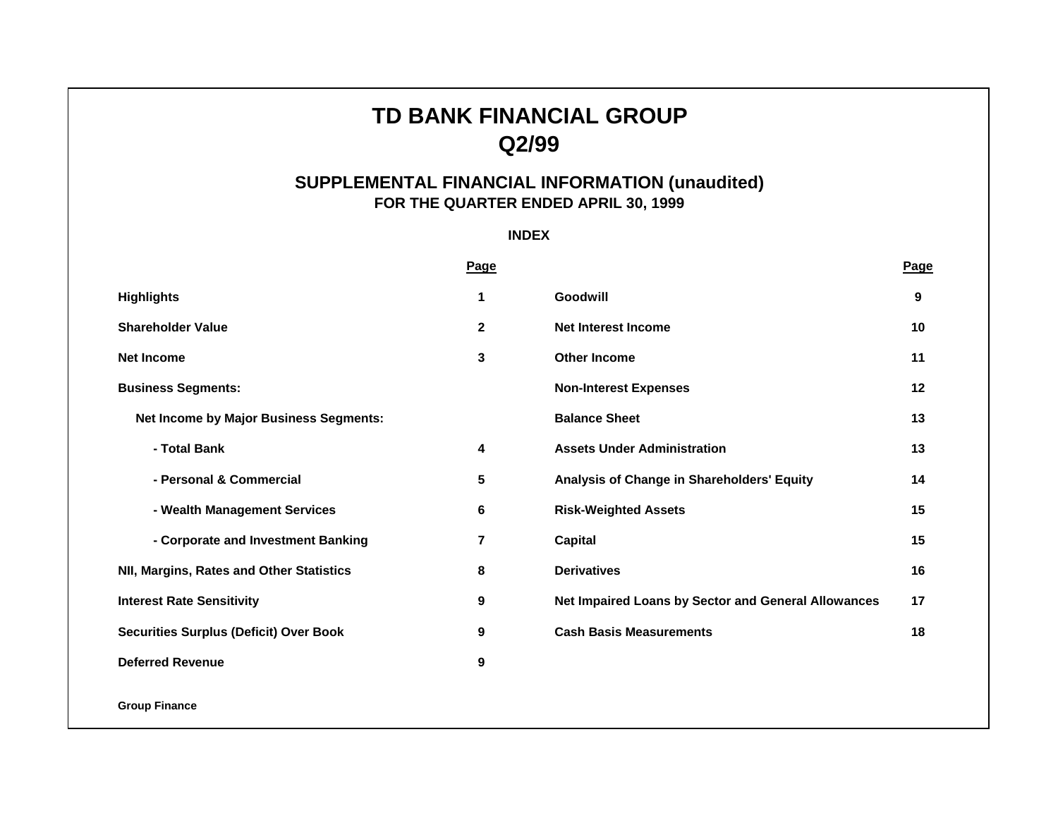# TD BANK FINANCIAL GROUP
# Q2/99

## SUPPLEMENTAL FINANCIAL INFORMATION (unaudited)
### FOR THE QUARTER ENDED APRIL 30, 1999

**INDEX**

| | Page | | Page |
|---|---|---|---|
| **Highlights** | 1 | **Goodwill** | 9 |
| **Shareholder Value** | 2 | **Net Interest Income** | 10 |
| **Net Income** | 3 | **Other Income** | 11 |
| **Business Segments:** | | **Non-Interest Expenses** | 12 |
| **Net Income by Major Business Segments:** | | **Balance Sheet** | 13 |
| **- Total Bank** | 4 | **Assets Under Administration** | 13 |
| **- Personal & Commercial** | 5 | **Analysis of Change in Shareholders' Equity** | 14 |
| **- Wealth Management Services** | 6 | **Risk-Weighted Assets** | 15 |
| **- Corporate and Investment Banking** | 7 | **Capital** | 15 |
| **NII, Margins, Rates and Other Statistics** | 8 | **Derivatives** | 16 |
| **Interest Rate Sensitivity** | 9 | **Net Impaired Loans by Sector and General Allowances** | 17 |
| **Securities Surplus (Deficit) Over Book** | 9 | **Cash Basis Measurements** | 18 |
| **Deferred Revenue** | 9 | | |

**Group Finance**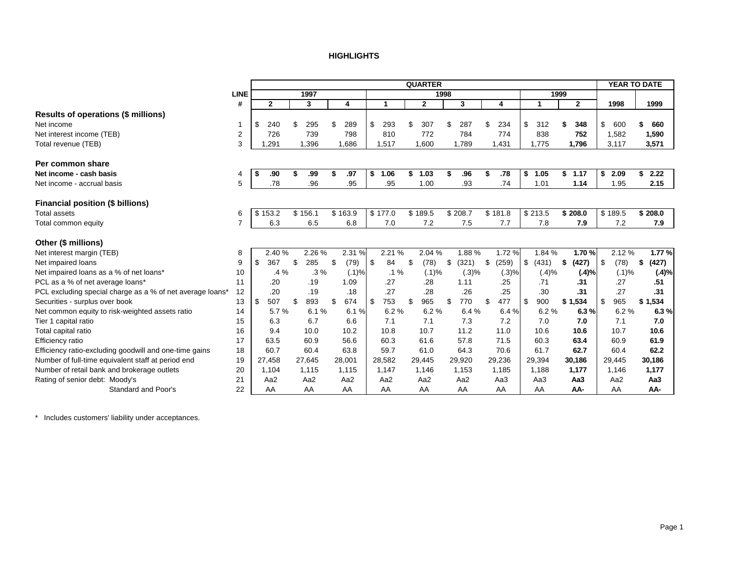# HIGHLIGHTS

| | LINE # | QUARTER 1997 Q2 | 1997 Q3 | 1997 Q4 | 1998 Q1 | 1998 Q2 | 1998 Q3 | 1998 Q4 | 1999 Q1 | 1999 Q2 | YEAR TO DATE 1998 | YEAR TO DATE 1999 |
|---|---|---|---|---|---|---|---|---|---|---|---|---|
| **Results of operations ($ millions)** | | | | | | | | | | | | |
| Net income | 1 | $ 240 | $ 295 | $ 289 | $ 293 | $ 307 | $ 287 | $ 234 | $ 312 | **$ 348** | $ 600 | **$ 660** |
| Net interest income (TEB) | 2 | 726 | 739 | 798 | 810 | 772 | 784 | 774 | 838 | **752** | 1,582 | **1,590** |
| Total revenue (TEB) | 3 | 1,291 | 1,396 | 1,686 | 1,517 | 1,600 | 1,789 | 1,431 | 1,775 | **1,796** | 3,117 | **3,571** |
| **Per common share** | | | | | | | | | | | | |
| **Net income - cash basis** | 4 | **$ .90** | **$ .99** | **$ .97** | **$ 1.06** | **$ 1.03** | **$ .96** | **$ .78** | **$ 1.05** | **$ 1.17** | **$ 2.09** | **$ 2.22** |
| Net income - accrual basis | 5 | .78 | .96 | .95 | .95 | 1.00 | .93 | .74 | 1.01 | **1.14** | 1.95 | **2.15** |
| **Financial position ($ billions)** | | | | | | | | | | | | |
| Total assets | 6 | $ 153.2 | $ 156.1 | $ 163.9 | $ 177.0 | $ 189.5 | $ 208.7 | $ 181.8 | $ 213.5 | **$ 208.0** | $ 189.5 | **$ 208.0** |
| Total common equity | 7 | 6.3 | 6.5 | 6.8 | 7.0 | 7.2 | 7.5 | 7.7 | 7.8 | **7.9** | 7.2 | **7.9** |
| **Other ($ millions)** | | | | | | | | | | | | |
| Net interest margin (TEB) | 8 | 2.40 % | 2.26 % | 2.31 % | 2.21 % | 2.04 % | 1.88 % | 1.72 % | 1.84 % | **1.70 %** | 2.12 % | **1.77 %** |
| Net impaired loans | 9 | $ 367 | $ 285 | $ (79) | $ 84 | $ (78) | $ (321) | $ (259) | $ (431) | **$ (427)** | $ (78) | **$ (427)** |
| Net impaired loans as a % of net loans* | 10 | .4 % | .3 % | (.1)% | .1 % | (.1)% | (.3)% | (.3)% | (.4)% | **(.4)%** | (.1)% | **(.4)%** |
| PCL as a % of net average loans* | 11 | .20 | .19 | 1.09 | .27 | .28 | 1.11 | .25 | .71 | **.31** | .27 | **.51** |
| PCL excluding special charge as a % of net average loans* | 12 | .20 | .19 | .18 | .27 | .28 | .26 | .25 | .30 | **.31** | .27 | **.31** |
| Securities - surplus over book | 13 | $ 507 | $ 893 | $ 674 | $ 753 | $ 965 | $ 770 | $ 477 | $ 900 | **$ 1,534** | $ 965 | **$ 1,534** |
| Net common equity to risk-weighted assets ratio | 14 | 5.7 % | 6.1 % | 6.1 % | 6.2 % | 6.2 % | 6.4 % | 6.4 % | 6.2 % | **6.3 %** | 6.2 % | **6.3 %** |
| Tier 1 capital ratio | 15 | 6.3 | 6.7 | 6.6 | 7.1 | 7.1 | 7.3 | 7.2 | 7.0 | **7.0** | 7.1 | **7.0** |
| Total capital ratio | 16 | 9.4 | 10.0 | 10.2 | 10.8 | 10.7 | 11.2 | 11.0 | 10.6 | **10.6** | 10.7 | **10.6** |
| Efficiency ratio | 17 | 63.5 | 60.9 | 56.6 | 60.3 | 61.6 | 57.8 | 71.5 | 60.3 | **63.4** | 60.9 | **61.9** |
| Efficiency ratio-excluding goodwill and one-time gains | 18 | 60.7 | 60.4 | 63.8 | 59.7 | 61.0 | 64.3 | 70.6 | 61.7 | **62.7** | 60.4 | **62.2** |
| Number of full-time equivalent staff at period end | 19 | 27,458 | 27,645 | 28,001 | 28,582 | 29,445 | 29,920 | 29,236 | 29,394 | **30,186** | 29,445 | **30,186** |
| Number of retail bank and brokerage outlets | 20 | 1,104 | 1,115 | 1,115 | 1,147 | 1,146 | 1,153 | 1,185 | 1,188 | **1,177** | 1,146 | **1,177** |
| Rating of senior debt: Moody's | 21 | Aa2 | Aa2 | Aa2 | Aa2 | Aa2 | Aa2 | Aa3 | Aa3 | **Aa3** | Aa2 | **Aa3** |
| Standard and Poor's | 22 | AA | AA | AA | AA | AA | AA | AA | AA | **AA-** | AA | **AA-** |

\* Includes customers' liability under acceptances.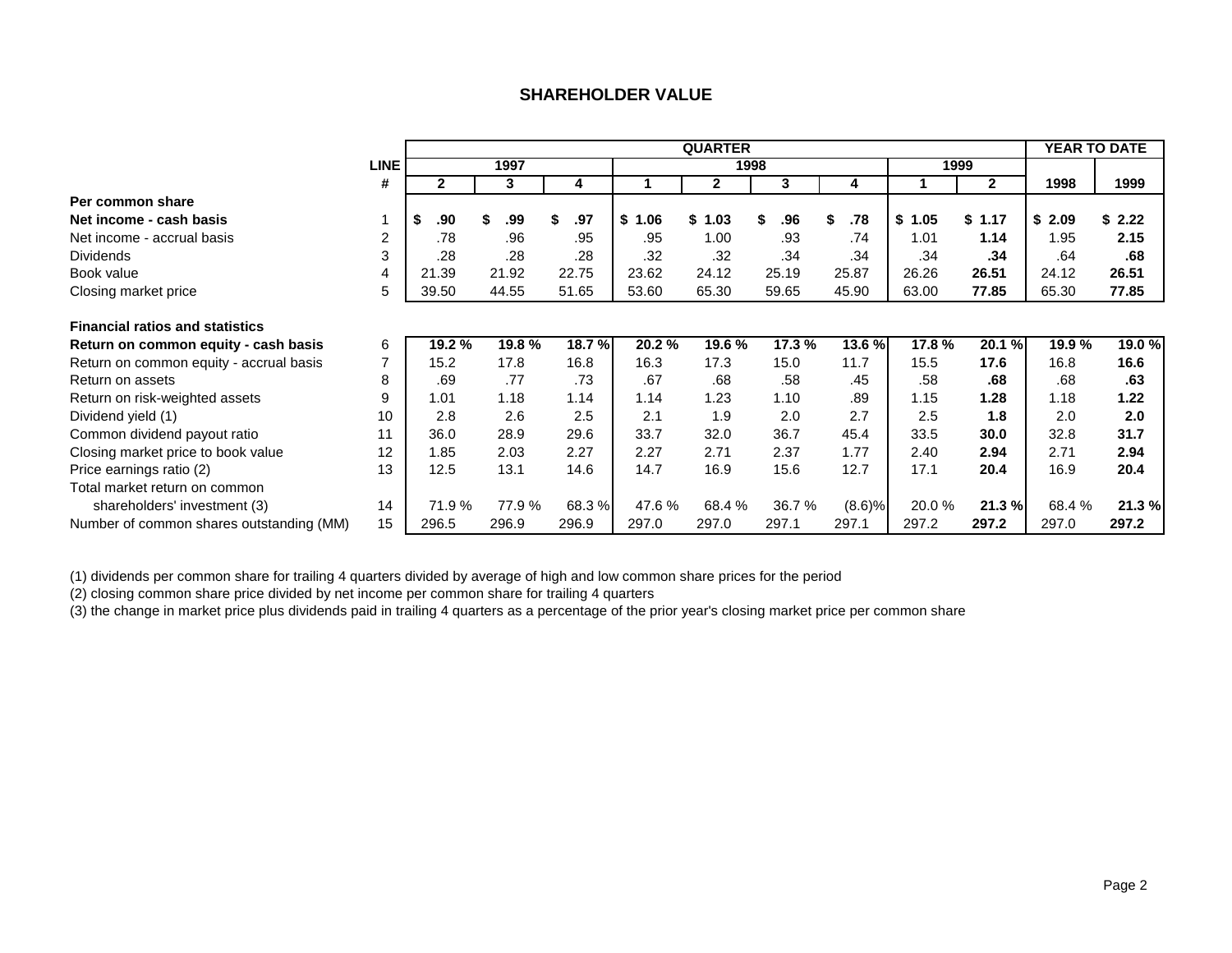## SHAREHOLDER VALUE

| | LINE # | QUARTER 1997 Q2 | 1997 Q3 | 1997 Q4 | 1998 Q1 | 1998 Q2 | 1998 Q3 | 1998 Q4 | 1999 Q1 | 1999 Q2 | YEAR TO DATE 1998 | YEAR TO DATE 1999 |
|---|---|---|---|---|---|---|---|---|---|---|---|---|
| **Per common share** | | | | | | | | | | | | |
| **Net income - cash basis** | 1 | **$ .90** | **$ .99** | **$ .97** | **$ 1.06** | **$ 1.03** | **$ .96** | **$ .78** | **$ 1.05** | **$ 1.17** | **$ 2.09** | **$ 2.22** |
| Net income - accrual basis | 2 | .78 | .96 | .95 | .95 | 1.00 | .93 | .74 | 1.01 | **1.14** | 1.95 | **2.15** |
| Dividends | 3 | .28 | .28 | .28 | .32 | .32 | .34 | .34 | .34 | **.34** | .64 | **.68** |
| Book value | 4 | 21.39 | 21.92 | 22.75 | 23.62 | 24.12 | 25.19 | 25.87 | 26.26 | **26.51** | 24.12 | **26.51** |
| Closing market price | 5 | 39.50 | 44.55 | 51.65 | 53.60 | 65.30 | 59.65 | 45.90 | 63.00 | **77.85** | 65.30 | **77.85** |
| **Financial ratios and statistics** | | | | | | | | | | | | |
| **Return on common equity - cash basis** | 6 | **19.2 %** | **19.8 %** | **18.7 %** | **20.2 %** | **19.6 %** | **17.3 %** | **13.6 %** | **17.8 %** | **20.1 %** | **19.9 %** | **19.0 %** |
| Return on common equity - accrual basis | 7 | 15.2 | 17.8 | 16.8 | 16.3 | 17.3 | 15.0 | 11.7 | 15.5 | **17.6** | 16.8 | **16.6** |
| Return on assets | 8 | .69 | .77 | .73 | .67 | .68 | .58 | .45 | .58 | **.68** | .68 | **.63** |
| Return on risk-weighted assets | 9 | 1.01 | 1.18 | 1.14 | 1.14 | 1.23 | 1.10 | .89 | 1.15 | **1.28** | 1.18 | **1.22** |
| Dividend yield (1) | 10 | 2.8 | 2.6 | 2.5 | 2.1 | 1.9 | 2.0 | 2.7 | 2.5 | **1.8** | 2.0 | **2.0** |
| Common dividend payout ratio | 11 | 36.0 | 28.9 | 29.6 | 33.7 | 32.0 | 36.7 | 45.4 | 33.5 | **30.0** | 32.8 | **31.7** |
| Closing market price to book value | 12 | 1.85 | 2.03 | 2.27 | 2.27 | 2.71 | 2.37 | 1.77 | 2.40 | **2.94** | 2.71 | **2.94** |
| Price earnings ratio (2) | 13 | 12.5 | 13.1 | 14.6 | 14.7 | 16.9 | 15.6 | 12.7 | 17.1 | **20.4** | 16.9 | **20.4** |
| Total market return on common shareholders' investment (3) | 14 | 71.9 % | 77.9 % | 68.3 % | 47.6 % | 68.4 % | 36.7 % | (8.6)% | 20.0 % | **21.3 %** | 68.4 % | **21.3 %** |
| Number of common shares outstanding (MM) | 15 | 296.5 | 296.9 | 296.9 | 297.0 | 297.0 | 297.1 | 297.1 | 297.2 | **297.2** | 297.0 | **297.2** |

(1) dividends per common share for trailing 4 quarters divided by average of high and low common share prices for the period

(2) closing common share price divided by net income per common share for trailing 4 quarters

(3) the change in market price plus dividends paid in trailing 4 quarters as a percentage of the prior year's closing market price per common share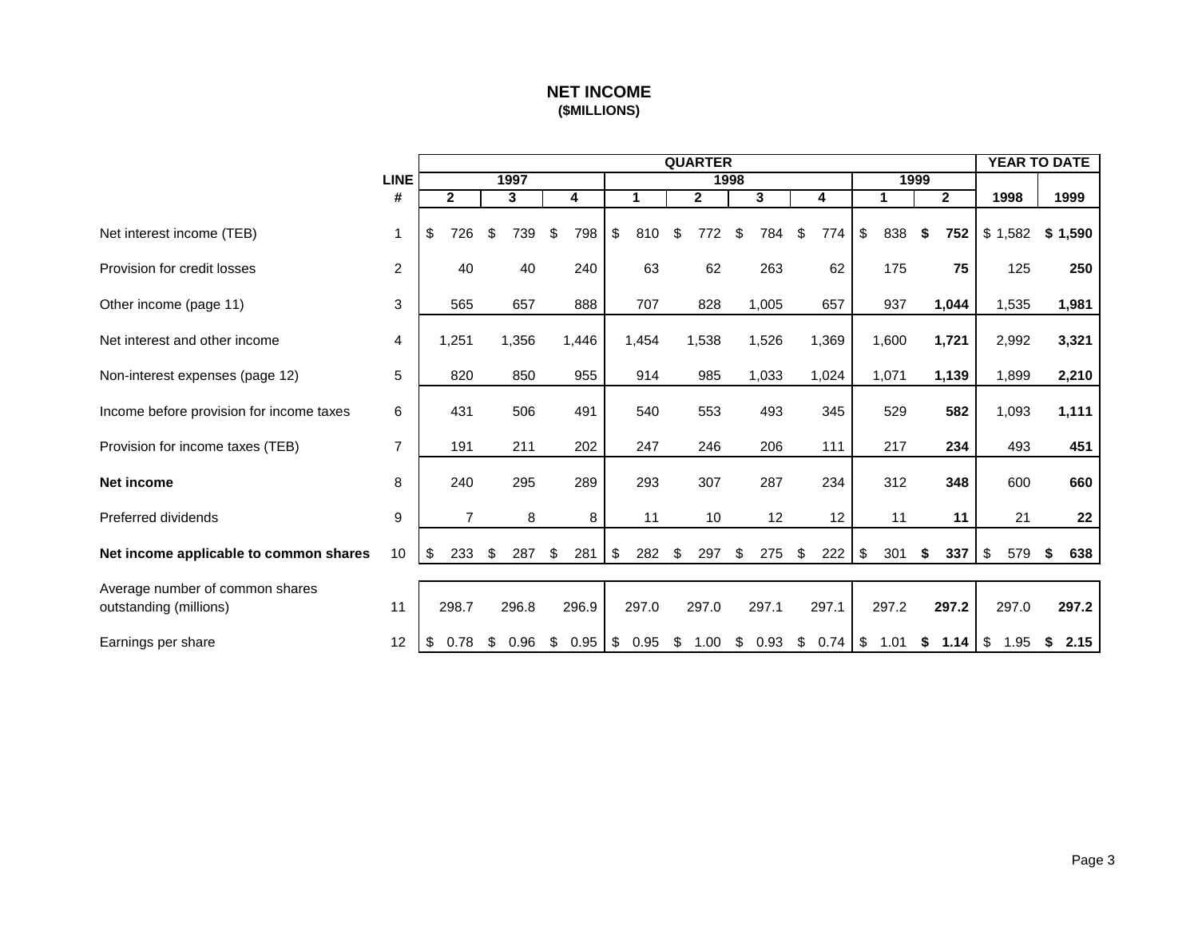# NET INCOME
### ($MILLIONS)

| | LINE # | QUARTER 1997 Q2 | 1997 Q3 | 1997 Q4 | 1998 Q1 | 1998 Q2 | 1998 Q3 | 1998 Q4 | 1999 Q1 | 1999 Q2 | YEAR TO DATE 1998 | YEAR TO DATE 1999 |
|---|---|---|---|---|---|---|---|---|---|---|---|---|
| Net interest income (TEB) | 1 | $ 726 | $ 739 | $ 798 | $ 810 | $ 772 | $ 784 | $ 774 | $ 838 | **$ 752** | $ 1,582 | **$ 1,590** |
| Provision for credit losses | 2 | 40 | 40 | 240 | 63 | 62 | 263 | 62 | 175 | **75** | 125 | **250** |
| Other income (page 11) | 3 | 565 | 657 | 888 | 707 | 828 | 1,005 | 657 | 937 | **1,044** | 1,535 | **1,981** |
| Net interest and other income | 4 | 1,251 | 1,356 | 1,446 | 1,454 | 1,538 | 1,526 | 1,369 | 1,600 | **1,721** | 2,992 | **3,321** |
| Non-interest expenses (page 12) | 5 | 820 | 850 | 955 | 914 | 985 | 1,033 | 1,024 | 1,071 | **1,139** | 1,899 | **2,210** |
| Income before provision for income taxes | 6 | 431 | 506 | 491 | 540 | 553 | 493 | 345 | 529 | **582** | 1,093 | **1,111** |
| Provision for income taxes (TEB) | 7 | 191 | 211 | 202 | 247 | 246 | 206 | 111 | 217 | **234** | 493 | **451** |
| **Net income** | 8 | 240 | 295 | 289 | 293 | 307 | 287 | 234 | 312 | **348** | 600 | **660** |
| Preferred dividends | 9 | 7 | 8 | 8 | 11 | 10 | 12 | 12 | 11 | **11** | 21 | **22** |
| **Net income applicable to common shares** | 10 | $ 233 | $ 287 | $ 281 | $ 282 | $ 297 | $ 275 | $ 222 | $ 301 | **$ 337** | $ 579 | **$ 638** |
| Average number of common shares outstanding (millions) | 11 | 298.7 | 296.8 | 296.9 | 297.0 | 297.0 | 297.1 | 297.1 | 297.2 | **297.2** | 297.0 | **297.2** |
| Earnings per share | 12 | $ 0.78 | $ 0.96 | $ 0.95 | $ 0.95 | $ 1.00 | $ 0.93 | $ 0.74 | $ 1.01 | **$ 1.14** | $ 1.95 | **$ 2.15** |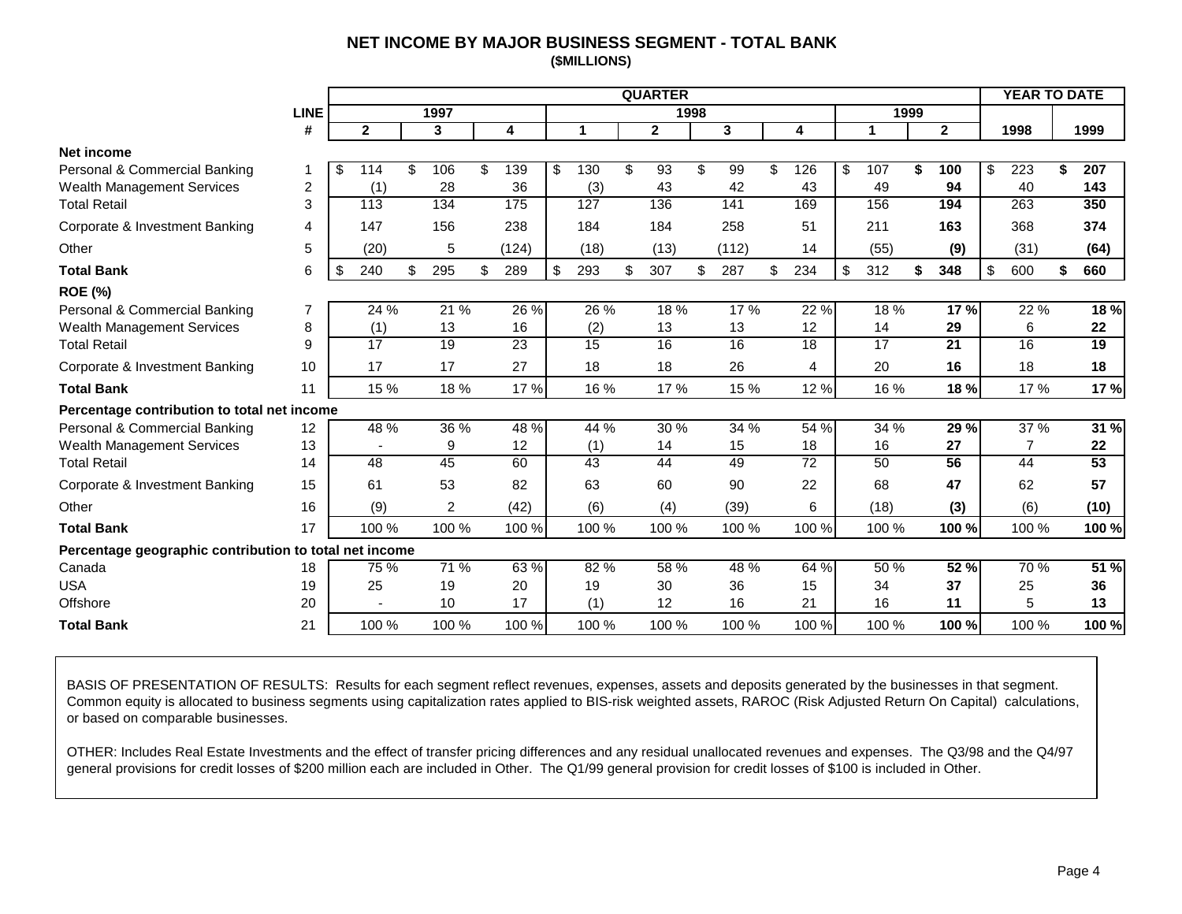# NET INCOME BY MAJOR BUSINESS SEGMENT - TOTAL BANK
**($MILLIONS)**

| | LINE | QUARTER | | | | | | | | | YEAR TO DATE | |
|---|---|---|---|---|---|---|---|---|---|---|---|---|
| | | 1997 | | | 1998 | | | | 1999 | | | |
| | # | 2 | 3 | 4 | 1 | 2 | 3 | 4 | 1 | 2 | 1998 | 1999 |
| **Net income** | | | | | | | | | | | | |
| Personal & Commercial Banking | 1 | $ 114 | $ 106 | $ 139 | $ 130 | $ 93 | $ 99 | $ 126 | $ 107 | **$ 100** | $ 223 | **$ 207** |
| Wealth Management Services | 2 | (1) | 28 | 36 | (3) | 43 | 42 | 43 | 49 | **94** | 40 | **143** |
| Total Retail | 3 | 113 | 134 | 175 | 127 | 136 | 141 | 169 | 156 | **194** | 263 | **350** |
| Corporate & Investment Banking | 4 | 147 | 156 | 238 | 184 | 184 | 258 | 51 | 211 | **163** | 368 | **374** |
| Other | 5 | (20) | 5 | (124) | (18) | (13) | (112) | 14 | (55) | **(9)** | (31) | **(64)** |
| **Total Bank** | 6 | $ 240 | $ 295 | $ 289 | $ 293 | $ 307 | $ 287 | $ 234 | $ 312 | **$ 348** | $ 600 | **$ 660** |
| **ROE (%)** | | | | | | | | | | | | |
| Personal & Commercial Banking | 7 | 24 % | 21 % | 26 % | 26 % | 18 % | 17 % | 22 % | 18 % | **17 %** | 22 % | **18 %** |
| Wealth Management Services | 8 | (1) | 13 | 16 | (2) | 13 | 13 | 12 | 14 | **29** | 6 | **22** |
| Total Retail | 9 | 17 | 19 | 23 | 15 | 16 | 16 | 18 | 17 | **21** | 16 | **19** |
| Corporate & Investment Banking | 10 | 17 | 17 | 27 | 18 | 18 | 26 | 4 | 20 | **16** | 18 | **18** |
| **Total Bank** | 11 | 15 % | 18 % | 17 % | 16 % | 17 % | 15 % | 12 % | 16 % | **18 %** | 17 % | **17 %** |
| **Percentage contribution to total net income** | | | | | | | | | | | | |
| Personal & Commercial Banking | 12 | 48 % | 36 % | 48 % | 44 % | 30 % | 34 % | 54 % | 34 % | **29 %** | 37 % | **31 %** |
| Wealth Management Services | 13 | - | 9 | 12 | (1) | 14 | 15 | 18 | 16 | **27** | 7 | **22** |
| Total Retail | 14 | 48 | 45 | 60 | 43 | 44 | 49 | 72 | 50 | **56** | 44 | **53** |
| Corporate & Investment Banking | 15 | 61 | 53 | 82 | 63 | 60 | 90 | 22 | 68 | **47** | 62 | **57** |
| Other | 16 | (9) | 2 | (42) | (6) | (4) | (39) | 6 | (18) | **(3)** | (6) | **(10)** |
| **Total Bank** | 17 | 100 % | 100 % | 100 % | 100 % | 100 % | 100 % | 100 % | 100 % | **100 %** | 100 % | **100 %** |
| **Percentage geographic contribution to total net income** | | | | | | | | | | | | |
| Canada | 18 | 75 % | 71 % | 63 % | 82 % | 58 % | 48 % | 64 % | 50 % | **52 %** | 70 % | **51 %** |
| USA | 19 | 25 | 19 | 20 | 19 | 30 | 36 | 15 | 34 | **37** | 25 | **36** |
| Offshore | 20 | - | 10 | 17 | (1) | 12 | 16 | 21 | 16 | **11** | 5 | **13** |
| **Total Bank** | 21 | 100 % | 100 % | 100 % | 100 % | 100 % | 100 % | 100 % | 100 % | **100 %** | 100 % | **100 %** |

BASIS OF PRESENTATION OF RESULTS: Results for each segment reflect revenues, expenses, assets and deposits generated by the businesses in that segment. Common equity is allocated to business segments using capitalization rates applied to BIS-risk weighted assets, RAROC (Risk Adjusted Return On Capital) calculations, or based on comparable businesses.

OTHER: Includes Real Estate Investments and the effect of transfer pricing differences and any residual unallocated revenues and expenses. The Q3/98 and the Q4/97 general provisions for credit losses of $200 million each are included in Other. The Q1/99 general provision for credit losses of $100 is included in Other.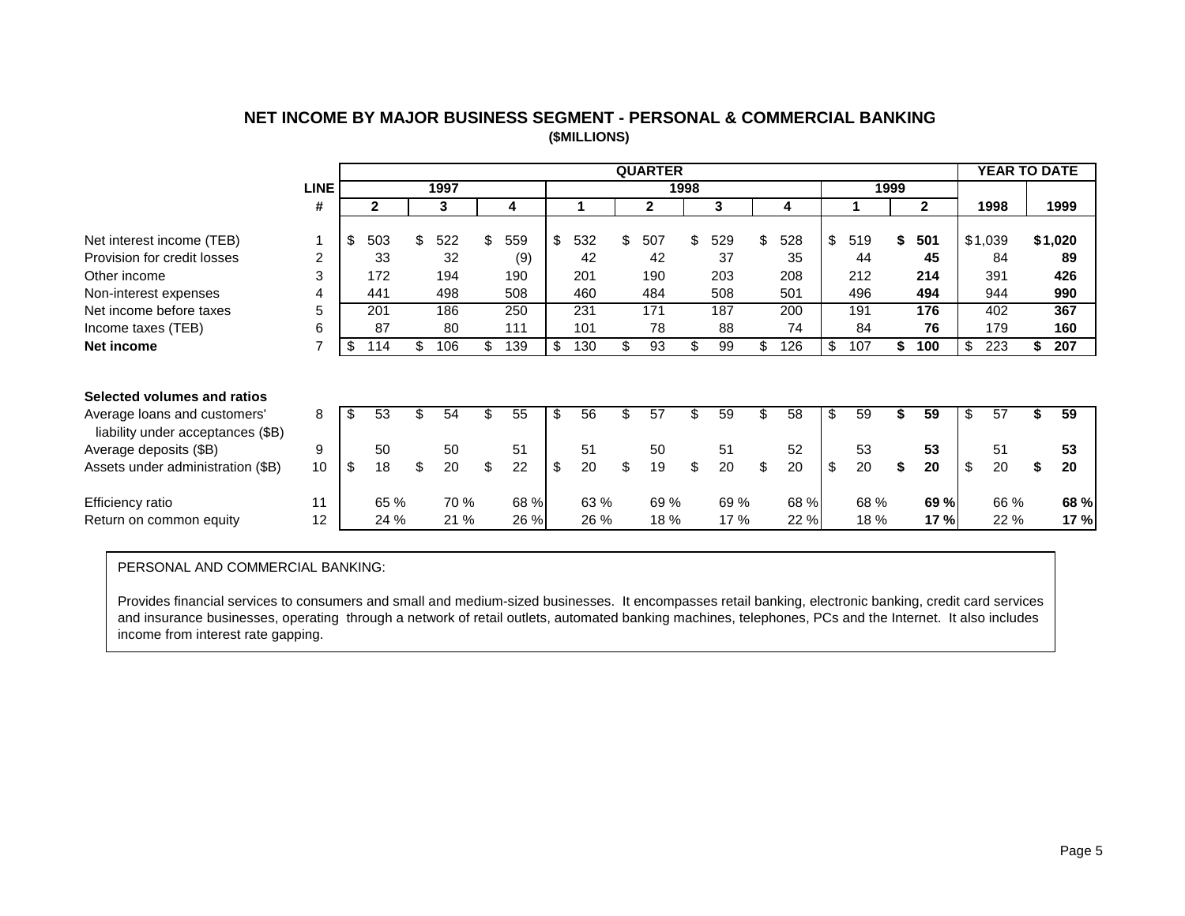# NET INCOME BY MAJOR BUSINESS SEGMENT - PERSONAL & COMMERCIAL BANKING

**($MILLIONS)**

| | LINE # | QUARTER 1997 Q2 | 1997 Q3 | 1997 Q4 | 1998 Q1 | 1998 Q2 | 1998 Q3 | 1998 Q4 | 1999 Q1 | 1999 Q2 | YEAR TO DATE 1998 | YEAR TO DATE 1999 |
|---|---|---|---|---|---|---|---|---|---|---|---|---|
| Net interest income (TEB) | 1 | $ 503 | $ 522 | $ 559 | $ 532 | $ 507 | $ 529 | $ 528 | $ 519 | **$ 501** | $1,039 | **$1,020** |
| Provision for credit losses | 2 | 33 | 32 | (9) | 42 | 42 | 37 | 35 | 44 | **45** | 84 | **89** |
| Other income | 3 | 172 | 194 | 190 | 201 | 190 | 203 | 208 | 212 | **214** | 391 | **426** |
| Non-interest expenses | 4 | 441 | 498 | 508 | 460 | 484 | 508 | 501 | 496 | **494** | 944 | **990** |
| Net income before taxes | 5 | 201 | 186 | 250 | 231 | 171 | 187 | 200 | 191 | **176** | 402 | **367** |
| Income taxes (TEB) | 6 | 87 | 80 | 111 | 101 | 78 | 88 | 74 | 84 | **76** | 179 | **160** |
| **Net income** | 7 | $ 114 | $ 106 | $ 139 | $ 130 | $ 93 | $ 99 | $ 126 | $ 107 | **$ 100** | $ 223 | **$ 207** |
| **Selected volumes and ratios** | | | | | | | | | | | | |
| Average loans and customers' liability under acceptances ($B) | 8 | $ 53 | $ 54 | $ 55 | $ 56 | $ 57 | $ 59 | $ 58 | $ 59 | **$ 59** | $ 57 | **$ 59** |
| Average deposits ($B) | 9 | 50 | 50 | 51 | 51 | 50 | 51 | 52 | 53 | **53** | 51 | **53** |
| Assets under administration ($B) | 10 | $ 18 | $ 20 | $ 22 | $ 20 | $ 19 | $ 20 | $ 20 | $ 20 | **$ 20** | $ 20 | **$ 20** |
| Efficiency ratio | 11 | 65 % | 70 % | 68 % | 63 % | 69 % | 69 % | 68 % | 68 % | **69 %** | 66 % | **68 %** |
| Return on common equity | 12 | 24 % | 21 % | 26 % | 26 % | 18 % | 17 % | 22 % | 18 % | **17 %** | 22 % | **17 %** |

PERSONAL AND COMMERCIAL BANKING:

Provides financial services to consumers and small and medium-sized businesses. It encompasses retail banking, electronic banking, credit card services and insurance businesses, operating through a network of retail outlets, automated banking machines, telephones, PCs and the Internet. It also includes income from interest rate gapping.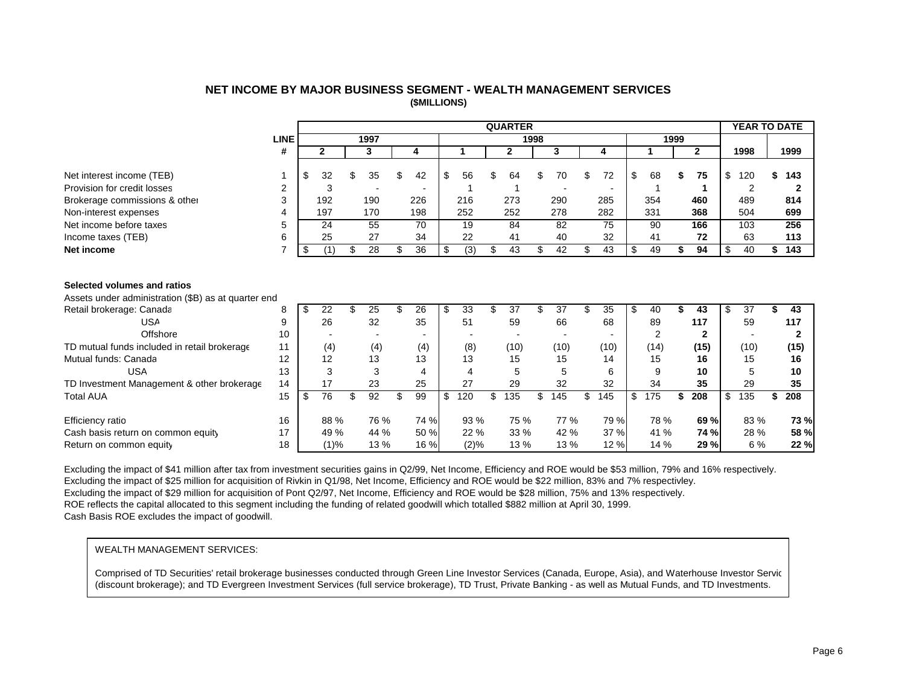# NET INCOME BY MAJOR BUSINESS SEGMENT - WEALTH MANAGEMENT SERVICES

**($MILLIONS)**

| | LINE # | QUARTER 1997 Q2 | 1997 Q3 | 1997 Q4 | 1998 Q1 | 1998 Q2 | 1998 Q3 | 1998 Q4 | 1999 Q1 | 1999 Q2 | YEAR TO DATE 1998 | YEAR TO DATE 1999 |
|---|---|---|---|---|---|---|---|---|---|---|---|---|
| Net interest income (TEB) | 1 | $ 32 | $ 35 | $ 42 | $ 56 | $ 64 | $ 70 | $ 72 | $ 68 | **$ 75** | $ 120 | **$ 143** |
| Provision for credit losses | 2 | 3 | - | - | 1 | 1 | - | - | 1 | **1** | 2 | **2** |
| Brokerage commissions & other | 3 | 192 | 190 | 226 | 216 | 273 | 290 | 285 | 354 | **460** | 489 | **814** |
| Non-interest expenses | 4 | 197 | 170 | 198 | 252 | 252 | 278 | 282 | 331 | **368** | 504 | **699** |
| Net income before taxes | 5 | 24 | 55 | 70 | 19 | 84 | 82 | 75 | 90 | **166** | 103 | **256** |
| Income taxes (TEB) | 6 | 25 | 27 | 34 | 22 | 41 | 40 | 32 | 41 | **72** | 63 | **113** |
| **Net income** | 7 | $ (1) | $ 28 | $ 36 | $ (3) | $ 43 | $ 42 | $ 43 | $ 49 | **$ 94** | $ 40 | **$ 143** |
| **Selected volumes and ratios** | | | | | | | | | | | | |
| Assets under administration ($B) as at quarter end | | | | | | | | | | | | |
| Retail brokerage: Canada | 8 | $ 22 | $ 25 | $ 26 | $ 33 | $ 37 | $ 37 | $ 35 | $ 40 | **$ 43** | $ 37 | **$ 43** |
| USA | 9 | 26 | 32 | 35 | 51 | 59 | 66 | 68 | 89 | **117** | 59 | **117** |
| Offshore | 10 | - | - | - | - | - | - | - | 2 | **2** | - | **2** |
| TD mutual funds included in retail brokerage | 11 | (4) | (4) | (4) | (8) | (10) | (10) | (10) | (14) | **(15)** | (10) | **(15)** |
| Mutual funds: Canada | 12 | 12 | 13 | 13 | 13 | 15 | 15 | 14 | 15 | **16** | 15 | **16** |
| USA | 13 | 3 | 3 | 4 | 4 | 5 | 5 | 6 | 9 | **10** | 5 | **10** |
| TD Investment Management & other brokerage | 14 | 17 | 23 | 25 | 27 | 29 | 32 | 32 | 34 | **35** | 29 | **35** |
| Total AUA | 15 | $ 76 | $ 92 | $ 99 | $ 120 | $ 135 | $ 145 | $ 145 | $ 175 | **$ 208** | $ 135 | **$ 208** |
| Efficiency ratio | 16 | 88 % | 76 % | 74 % | 93 % | 75 % | 77 % | 79 % | 78 % | **69 %** | 83 % | **73 %** |
| Cash basis return on common equity | 17 | 49 % | 44 % | 50 % | 22 % | 33 % | 42 % | 37 % | 41 % | **74 %** | 28 % | **58 %** |
| Return on common equity | 18 | (1)% | 13 % | 16 % | (2)% | 13 % | 13 % | 12 % | 14 % | **29 %** | 6 % | **22 %** |

Excluding the impact of $41 million after tax from investment securities gains in Q2/99, Net Income, Efficiency and ROE would be $53 million, 79% and 16% respectively.
Excluding the impact of $25 million for acquisition of Rivkin in Q1/98, Net Income, Efficiency and ROE would be $22 million, 83% and 7% respectivley.
Excluding the impact of $29 million for acquisition of Pont Q2/97, Net Income, Efficiency and ROE would be $28 million, 75% and 13% respectively.
ROE reflects the capital allocated to this segment including the funding of related goodwill which totalled $882 million at April 30, 1999.
Cash Basis ROE excludes the impact of goodwill.

WEALTH MANAGEMENT SERVICES:

Comprised of TD Securities' retail brokerage businesses conducted through Green Line Investor Services (Canada, Europe, Asia), and Waterhouse Investor Servic (discount brokerage); and TD Evergreen Investment Services (full service brokerage), TD Trust, Private Banking - as well as Mutual Funds, and TD Investments.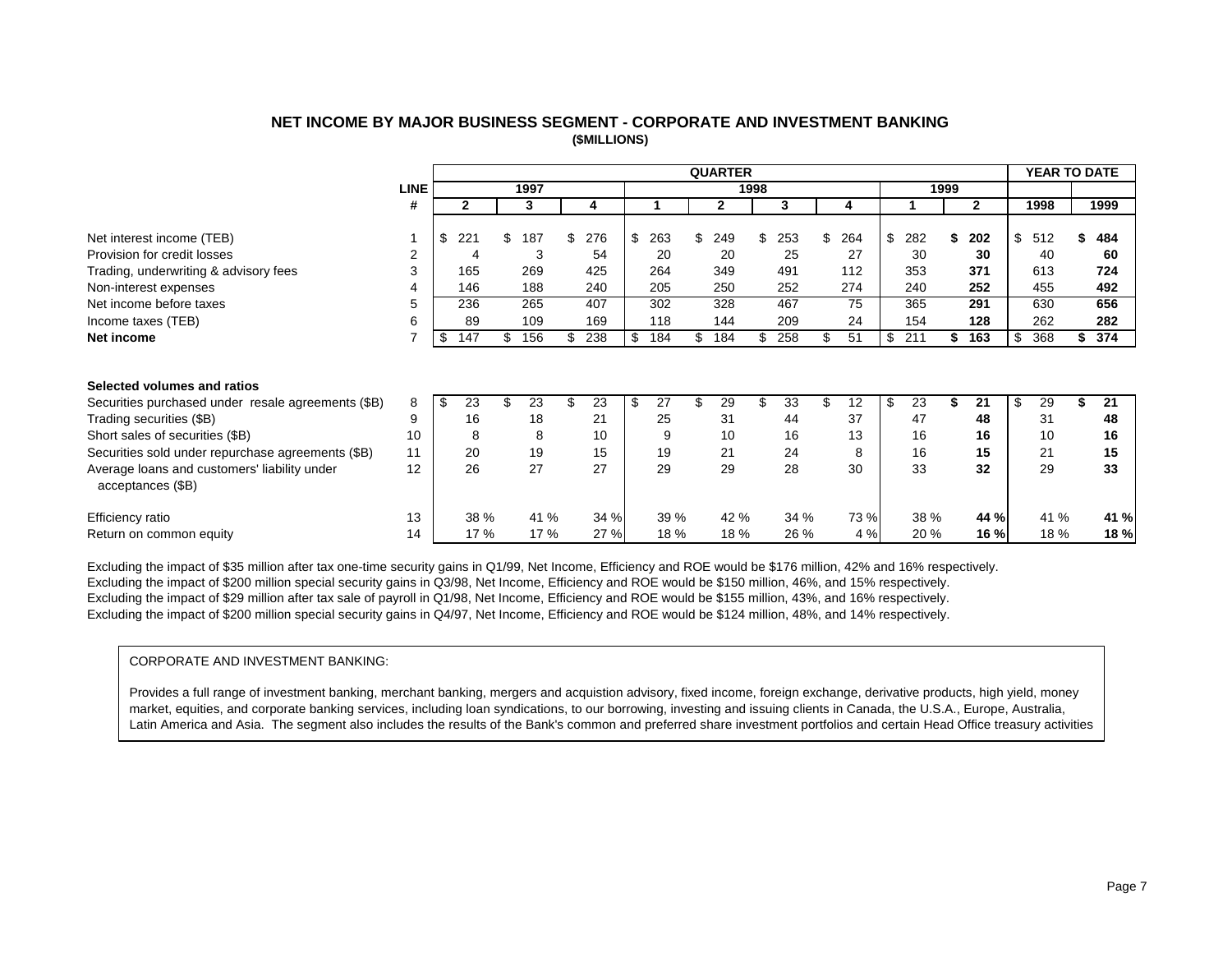# NET INCOME BY MAJOR BUSINESS SEGMENT - CORPORATE AND INVESTMENT BANKING

**($MILLIONS)**

| | LINE # | QUARTER 1997 Q2 | 1997 Q3 | 1997 Q4 | 1998 Q1 | 1998 Q2 | 1998 Q3 | 1998 Q4 | 1999 Q1 | 1999 Q2 | YEAR TO DATE 1998 | YEAR TO DATE 1999 |
|---|---|---|---|---|---|---|---|---|---|---|---|---|
| Net interest income (TEB) | 1 | $ 221 | $ 187 | $ 276 | $ 263 | $ 249 | $ 253 | $ 264 | $ 282 | **$ 202** | $ 512 | **$ 484** |
| Provision for credit losses | 2 | 4 | 3 | 54 | 20 | 20 | 25 | 27 | 30 | **30** | 40 | **60** |
| Trading, underwriting & advisory fees | 3 | 165 | 269 | 425 | 264 | 349 | 491 | 112 | 353 | **371** | 613 | **724** |
| Non-interest expenses | 4 | 146 | 188 | 240 | 205 | 250 | 252 | 274 | 240 | **252** | 455 | **492** |
| Net income before taxes | 5 | 236 | 265 | 407 | 302 | 328 | 467 | 75 | 365 | **291** | 630 | **656** |
| Income taxes (TEB) | 6 | 89 | 109 | 169 | 118 | 144 | 209 | 24 | 154 | **128** | 262 | **282** |
| **Net income** | 7 | $ 147 | $ 156 | $ 238 | $ 184 | $ 184 | $ 258 | $ 51 | $ 211 | **$ 163** | $ 368 | **$ 374** |
| **Selected volumes and ratios** | | | | | | | | | | | | |
| Securities purchased under resale agreements ($B) | 8 | $ 23 | $ 23 | $ 23 | $ 27 | $ 29 | $ 33 | $ 12 | $ 23 | **$ 21** | $ 29 | **$ 21** |
| Trading securities ($B) | 9 | 16 | 18 | 21 | 25 | 31 | 44 | 37 | 47 | **48** | 31 | **48** |
| Short sales of securities ($B) | 10 | 8 | 8 | 10 | 9 | 10 | 16 | 13 | 16 | **16** | 10 | **16** |
| Securities sold under repurchase agreements ($B) | 11 | 20 | 19 | 15 | 19 | 21 | 24 | 8 | 16 | **15** | 21 | **15** |
| Average loans and customers' liability under acceptances ($B) | 12 | 26 | 27 | 27 | 29 | 29 | 28 | 30 | 33 | **32** | 29 | **33** |
| Efficiency ratio | 13 | 38 % | 41 % | 34 % | 39 % | 42 % | 34 % | 73 % | 38 % | **44 %** | 41 % | **41 %** |
| Return on common equity | 14 | 17 % | 17 % | 27 % | 18 % | 18 % | 26 % | 4 % | 20 % | **16 %** | 18 % | **18 %** |

Excluding the impact of $35 million after tax one-time security gains in Q1/99, Net Income, Efficiency and ROE would be $176 million, 42% and 16% respectively.
Excluding the impact of $200 million special security gains in Q3/98, Net Income, Efficiency and ROE would be $150 million, 46%, and 15% respectively.
Excluding the impact of $29 million after tax sale of payroll in Q1/98, Net Income, Efficiency and ROE would be $155 million, 43%, and 16% respectively.
Excluding the impact of $200 million special security gains in Q4/97, Net Income, Efficiency and ROE would be $124 million, 48%, and 14% respectively.

CORPORATE AND INVESTMENT BANKING:

Provides a full range of investment banking, merchant banking, mergers and acquistion advisory, fixed income, foreign exchange, derivative products, high yield, money market, equities, and corporate banking services, including loan syndications, to our borrowing, investing and issuing clients in Canada, the U.S.A., Europe, Australia, Latin America and Asia. The segment also includes the results of the Bank's common and preferred share investment portfolios and certain Head Office treasury activities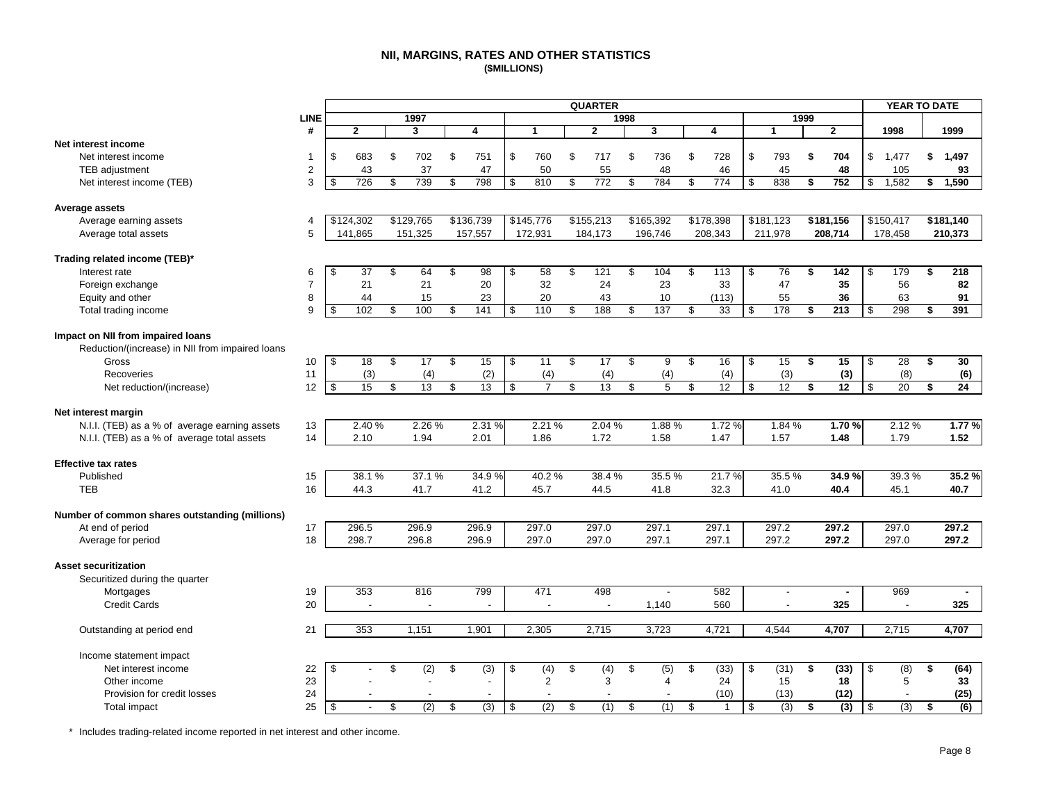# NII, MARGINS, RATES AND OTHER STATISTICS
**($MILLIONS)**

| | LINE # | QUARTER 1997 Q2 | 1997 Q3 | 1997 Q4 | 1998 Q1 | 1998 Q2 | 1998 Q3 | 1998 Q4 | 1999 Q1 | 1999 Q2 | YEAR TO DATE 1998 | YEAR TO DATE 1999 |
|---|---|---|---|---|---|---|---|---|---|---|---|---|
| **Net interest income** | | | | | | | | | | | | |
| Net interest income | 1 | $ 683 | $ 702 | $ 751 | $ 760 | $ 717 | $ 736 | $ 728 | $ 793 | **$ 704** | $ 1,477 | **$ 1,497** |
| TEB adjustment | 2 | 43 | 37 | 47 | 50 | 55 | 48 | 46 | 45 | **48** | 105 | **93** |
| Net interest income (TEB) | 3 | $ 726 | $ 739 | $ 798 | $ 810 | $ 772 | $ 784 | $ 774 | $ 838 | **$ 752** | $ 1,582 | **$ 1,590** |
| **Average assets** | | | | | | | | | | | | |
| Average earning assets | 4 | $124,302 | $129,765 | $136,739 | $145,776 | $155,213 | $165,392 | $178,398 | $181,123 | **$181,156** | $150,417 | **$181,140** |
| Average total assets | 5 | 141,865 | 151,325 | 157,557 | 172,931 | 184,173 | 196,746 | 208,343 | 211,978 | **208,714** | 178,458 | **210,373** |
| **Trading related income (TEB)*** | | | | | | | | | | | | |
| Interest rate | 6 | $ 37 | $ 64 | $ 98 | $ 58 | $ 121 | $ 104 | $ 113 | $ 76 | **$ 142** | $ 179 | **$ 218** |
| Foreign exchange | 7 | 21 | 21 | 20 | 32 | 24 | 23 | 33 | 47 | **35** | 56 | **82** |
| Equity and other | 8 | 44 | 15 | 23 | 20 | 43 | 10 | (113) | 55 | **36** | 63 | **91** |
| Total trading income | 9 | $ 102 | $ 100 | $ 141 | $ 110 | $ 188 | $ 137 | $ 33 | $ 178 | **$ 213** | $ 298 | **$ 391** |
| **Impact on NII from impaired loans** | | | | | | | | | | | | |
| Reduction/(increase) in NII from impaired loans | | | | | | | | | | | | |
| Gross | 10 | $ 18 | $ 17 | $ 15 | $ 11 | $ 17 | $ 9 | $ 16 | $ 15 | **$ 15** | $ 28 | **$ 30** |
| Recoveries | 11 | (3) | (4) | (2) | (4) | (4) | (4) | (4) | (3) | **(3)** | (8) | **(6)** |
| Net reduction/(increase) | 12 | $ 15 | $ 13 | $ 13 | $ 7 | $ 13 | $ 5 | $ 12 | $ 12 | **$ 12** | $ 20 | **$ 24** |
| **Net interest margin** | | | | | | | | | | | | |
| N.I.I. (TEB) as a % of average earning assets | 13 | 2.40 % | 2.26 % | 2.31 % | 2.21 % | 2.04 % | 1.88 % | 1.72 % | 1.84 % | **1.70 %** | 2.12 % | **1.77 %** |
| N.I.I. (TEB) as a % of average total assets | 14 | 2.10 | 1.94 | 2.01 | 1.86 | 1.72 | 1.58 | 1.47 | 1.57 | **1.48** | 1.79 | **1.52** |
| **Effective tax rates** | | | | | | | | | | | | |
| Published | 15 | 38.1 % | 37.1 % | 34.9 % | 40.2 % | 38.4 % | 35.5 % | 21.7 % | 35.5 % | **34.9 %** | 39.3 % | **35.2 %** |
| TEB | 16 | 44.3 | 41.7 | 41.2 | 45.7 | 44.5 | 41.8 | 32.3 | 41.0 | **40.4** | 45.1 | **40.7** |
| **Number of common shares outstanding (millions)** | | | | | | | | | | | | |
| At end of period | 17 | 296.5 | 296.9 | 296.9 | 297.0 | 297.0 | 297.1 | 297.1 | 297.2 | **297.2** | 297.0 | **297.2** |
| Average for period | 18 | 298.7 | 296.8 | 296.9 | 297.0 | 297.0 | 297.1 | 297.1 | 297.2 | **297.2** | 297.0 | **297.2** |
| **Asset securitization** | | | | | | | | | | | | |
| Securitized during the quarter | | | | | | | | | | | | |
| Mortgages | 19 | 353 | 816 | 799 | 471 | 498 | - | 582 | - | **-** | 969 | **-** |
| Credit Cards | 20 | - | - | - | - | - | 1,140 | 560 | - | **325** | - | **325** |
| Outstanding at period end | 21 | 353 | 1,151 | 1,901 | 2,305 | 2,715 | 3,723 | 4,721 | 4,544 | **4,707** | 2,715 | **4,707** |
| Income statement impact | | | | | | | | | | | | |
| Net interest income | 22 | $ - | $ (2) | $ (3) | $ (4) | $ (4) | $ (5) | $ (33) | $ (31) | **$ (33)** | $ (8) | **$ (64)** |
| Other income | 23 | - | - | - | 2 | 3 | 4 | 24 | 15 | **18** | 5 | **33** |
| Provision for credit losses | 24 | - | - | - | - | - | - | (10) | (13) | **(12)** | - | **(25)** |
| Total impact | 25 | $ - | $ (2) | $ (3) | $ (2) | $ (1) | $ (1) | $ 1 | $ (3) | **$ (3)** | $ (3) | **$ (6)** |

\* Includes trading-related income reported in net interest and other income.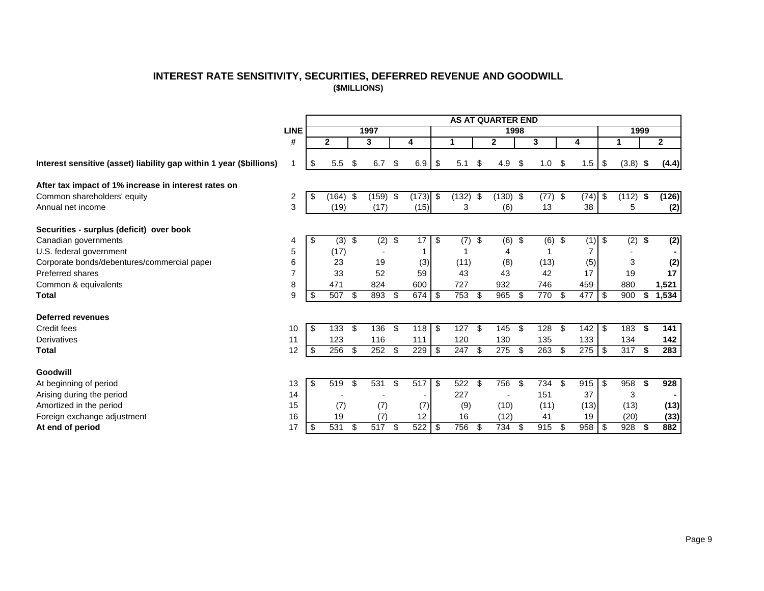# INTEREST RATE SENSITIVITY, SECURITIES, DEFERRED REVENUE AND GOODWILL

**($MILLIONS)**

| | LINE | AS AT QUARTER END | | | | | | | | |
|---|---|---|---|---|---|---|---|---|---|---|
| | | 1997 | | | 1998 | | | | 1999 | |
| | # | 2 | 3 | 4 | 1 | 2 | 3 | 4 | 1 | 2 |
| **Interest sensitive (asset) liability gap within 1 year ($billions)** | 1 | $ 5.5 | $ 6.7 | $ 6.9 | $ 5.1 | $ 4.9 | $ 1.0 | $ 1.5 | $ (3.8) | **$ (4.4)** |
| **After tax impact of 1% increase in interest rates on** | | | | | | | | | | |
| Common shareholders' equity | 2 | $ (164) | $ (159) | $ (173) | $ (132) | $ (130) | $ (77) | $ (74) | $ (112) | **$ (126)** |
| Annual net income | 3 | (19) | (17) | (15) | 3 | (6) | 13 | 38 | 5 | **(2)** |
| **Securities - surplus (deficit) over book** | | | | | | | | | | |
| Canadian governments | 4 | $ (3) | $ (2) | $ 17 | $ (7) | $ (6) | $ (6) | $ (1) | $ (2) | **$ (2)** |
| U.S. federal government | 5 | (17) | - | 1 | 1 | 4 | 1 | 7 | - | **-** |
| Corporate bonds/debentures/commercial paper | 6 | 23 | 19 | (3) | (11) | (8) | (13) | (5) | 3 | **(2)** |
| Preferred shares | 7 | 33 | 52 | 59 | 43 | 43 | 42 | 17 | 19 | **17** |
| Common & equivalents | 8 | 471 | 824 | 600 | 727 | 932 | 746 | 459 | 880 | **1,521** |
| **Total** | 9 | $ 507 | $ 893 | $ 674 | $ 753 | $ 965 | $ 770 | $ 477 | $ 900 | **$ 1,534** |
| **Deferred revenues** | | | | | | | | | | |
| Credit fees | 10 | $ 133 | $ 136 | $ 118 | $ 127 | $ 145 | $ 128 | $ 142 | $ 183 | **$ 141** |
| Derivatives | 11 | 123 | 116 | 111 | 120 | 130 | 135 | 133 | 134 | **142** |
| **Total** | 12 | $ 256 | $ 252 | $ 229 | $ 247 | $ 275 | $ 263 | $ 275 | $ 317 | **$ 283** |
| **Goodwill** | | | | | | | | | | |
| At beginning of period | 13 | $ 519 | $ 531 | $ 517 | $ 522 | $ 756 | $ 734 | $ 915 | $ 958 | **$ 928** |
| Arising during the period | 14 | - | - | - | 227 | - | 151 | 37 | 3 | **-** |
| Amortized in the period | 15 | (7) | (7) | (7) | (9) | (10) | (11) | (13) | (13) | **(13)** |
| Foreign exchange adjustment | 16 | 19 | (7) | 12 | 16 | (12) | 41 | 19 | (20) | **(33)** |
| **At end of period** | 17 | $ 531 | $ 517 | $ 522 | $ 756 | $ 734 | $ 915 | $ 958 | $ 928 | **$ 882** |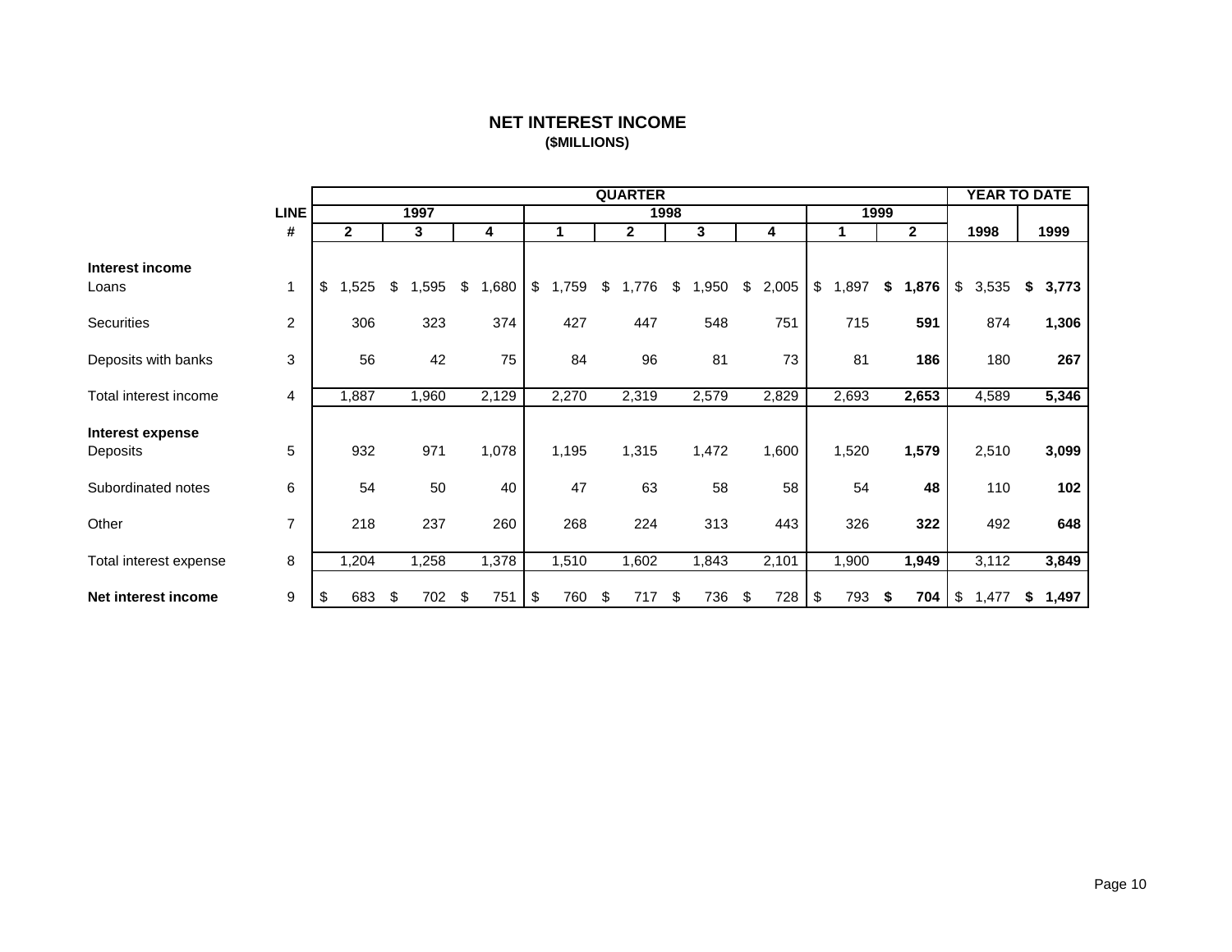# NET INTEREST INCOME

**($MILLIONS)**

| | LINE # | QUARTER 1997 Q2 | 1997 Q3 | 1997 Q4 | 1998 Q1 | 1998 Q2 | 1998 Q3 | 1998 Q4 | 1999 Q1 | 1999 Q2 | YEAR TO DATE 1998 | YEAR TO DATE 1999 |
|---|---|---|---|---|---|---|---|---|---|---|---|---|
| **Interest income** | | | | | | | | | | | | |
| Loans | 1 | $ 1,525 | $ 1,595 | $ 1,680 | $ 1,759 | $ 1,776 | $ 1,950 | $ 2,005 | $ 1,897 | **$ 1,876** | $ 3,535 | **$ 3,773** |
| Securities | 2 | 306 | 323 | 374 | 427 | 447 | 548 | 751 | 715 | **591** | 874 | **1,306** |
| Deposits with banks | 3 | 56 | 42 | 75 | 84 | 96 | 81 | 73 | 81 | **186** | 180 | **267** |
| Total interest income | 4 | 1,887 | 1,960 | 2,129 | 2,270 | 2,319 | 2,579 | 2,829 | 2,693 | **2,653** | 4,589 | **5,346** |
| **Interest expense** | | | | | | | | | | | | |
| Deposits | 5 | 932 | 971 | 1,078 | 1,195 | 1,315 | 1,472 | 1,600 | 1,520 | **1,579** | 2,510 | **3,099** |
| Subordinated notes | 6 | 54 | 50 | 40 | 47 | 63 | 58 | 58 | 54 | **48** | 110 | **102** |
| Other | 7 | 218 | 237 | 260 | 268 | 224 | 313 | 443 | 326 | **322** | 492 | **648** |
| Total interest expense | 8 | 1,204 | 1,258 | 1,378 | 1,510 | 1,602 | 1,843 | 2,101 | 1,900 | **1,949** | 3,112 | **3,849** |
| **Net interest income** | 9 | $ 683 | $ 702 | $ 751 | $ 760 | $ 717 | $ 736 | $ 728 | $ 793 | **$ 704** | $ 1,477 | **$ 1,497** |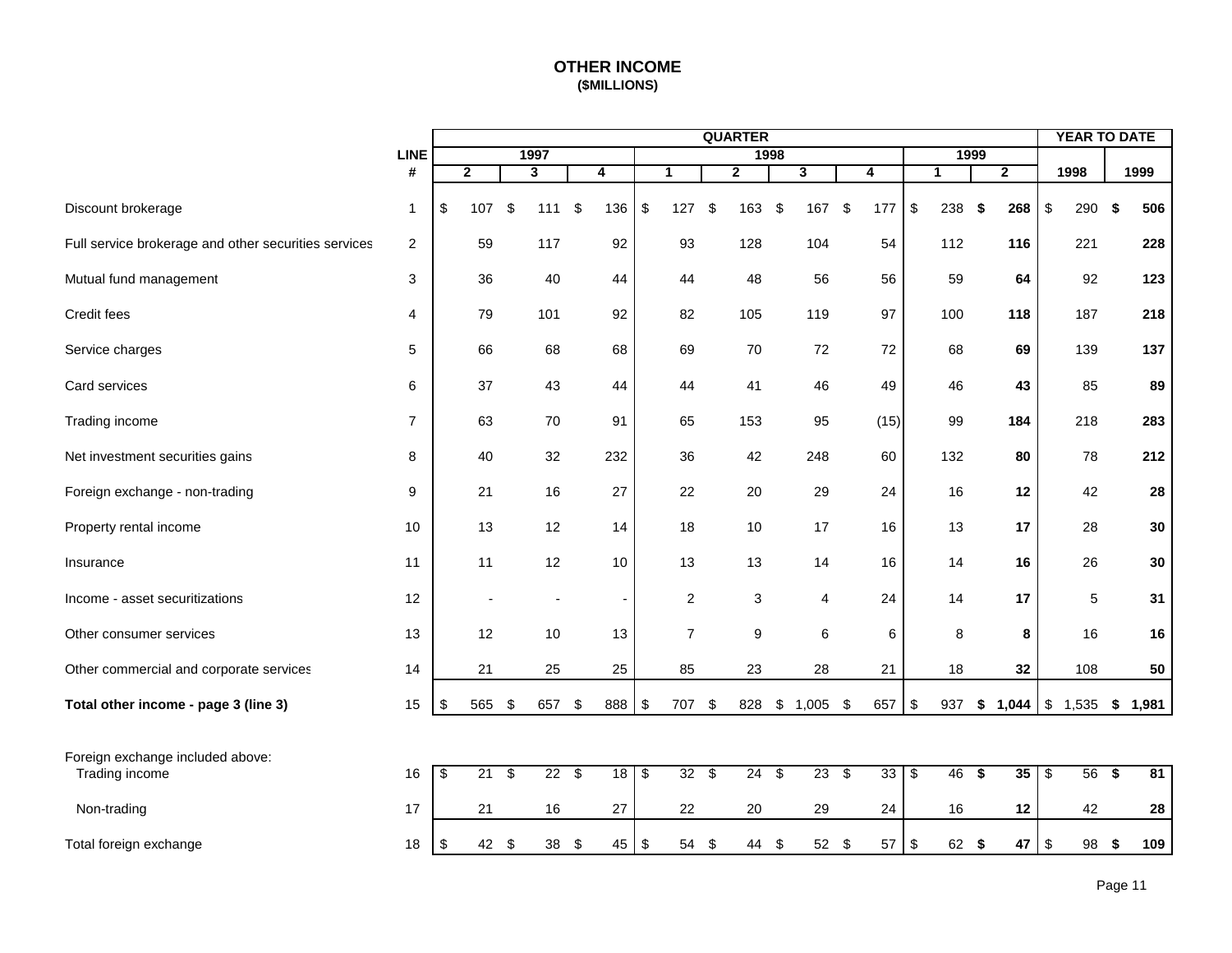# OTHER INCOME

**($MILLIONS)**

| | LINE # | QUARTER 1997 Q2 | 1997 Q3 | 1997 Q4 | 1998 Q1 | 1998 Q2 | 1998 Q3 | 1998 Q4 | 1999 Q1 | 1999 Q2 | YEAR TO DATE 1998 | YEAR TO DATE 1999 |
|---|---|---|---|---|---|---|---|---|---|---|---|---|
| Discount brokerage | 1 | $ 107 | $ 111 | $ 136 | $ 127 | $ 163 | $ 167 | $ 177 | $ 238 | **$ 268** | $ 290 | **$ 506** |
| Full service brokerage and other securities services | 2 | 59 | 117 | 92 | 93 | 128 | 104 | 54 | 112 | **116** | 221 | **228** |
| Mutual fund management | 3 | 36 | 40 | 44 | 44 | 48 | 56 | 56 | 59 | **64** | 92 | **123** |
| Credit fees | 4 | 79 | 101 | 92 | 82 | 105 | 119 | 97 | 100 | **118** | 187 | **218** |
| Service charges | 5 | 66 | 68 | 68 | 69 | 70 | 72 | 72 | 68 | **69** | 139 | **137** |
| Card services | 6 | 37 | 43 | 44 | 44 | 41 | 46 | 49 | 46 | **43** | 85 | **89** |
| Trading income | 7 | 63 | 70 | 91 | 65 | 153 | 95 | (15) | 99 | **184** | 218 | **283** |
| Net investment securities gains | 8 | 40 | 32 | 232 | 36 | 42 | 248 | 60 | 132 | **80** | 78 | **212** |
| Foreign exchange - non-trading | 9 | 21 | 16 | 27 | 22 | 20 | 29 | 24 | 16 | **12** | 42 | **28** |
| Property rental income | 10 | 13 | 12 | 14 | 18 | 10 | 17 | 16 | 13 | **17** | 28 | **30** |
| Insurance | 11 | 11 | 12 | 10 | 13 | 13 | 14 | 16 | 14 | **16** | 26 | **30** |
| Income - asset securitizations | 12 | - | - | - | 2 | 3 | 4 | 24 | 14 | **17** | 5 | **31** |
| Other consumer services | 13 | 12 | 10 | 13 | 7 | 9 | 6 | 6 | 8 | **8** | 16 | **16** |
| Other commercial and corporate services | 14 | 21 | 25 | 25 | 85 | 23 | 28 | 21 | 18 | **32** | 108 | **50** |
| **Total other income - page 3 (line 3)** | 15 | $ 565 | $ 657 | $ 888 | $ 707 | $ 828 | $ 1,005 | $ 657 | $ 937 | **$ 1,044** | $ 1,535 | **$ 1,981** |
| Foreign exchange included above: | | | | | | | | | | | | |
| Trading income | 16 | $ 21 | $ 22 | $ 18 | $ 32 | $ 24 | $ 23 | $ 33 | $ 46 | **$ 35** | $ 56 | **$ 81** |
| Non-trading | 17 | 21 | 16 | 27 | 22 | 20 | 29 | 24 | 16 | **12** | 42 | **28** |
| Total foreign exchange | 18 | $ 42 | $ 38 | $ 45 | $ 54 | $ 44 | $ 52 | $ 57 | $ 62 | **$ 47** | $ 98 | **$ 109** |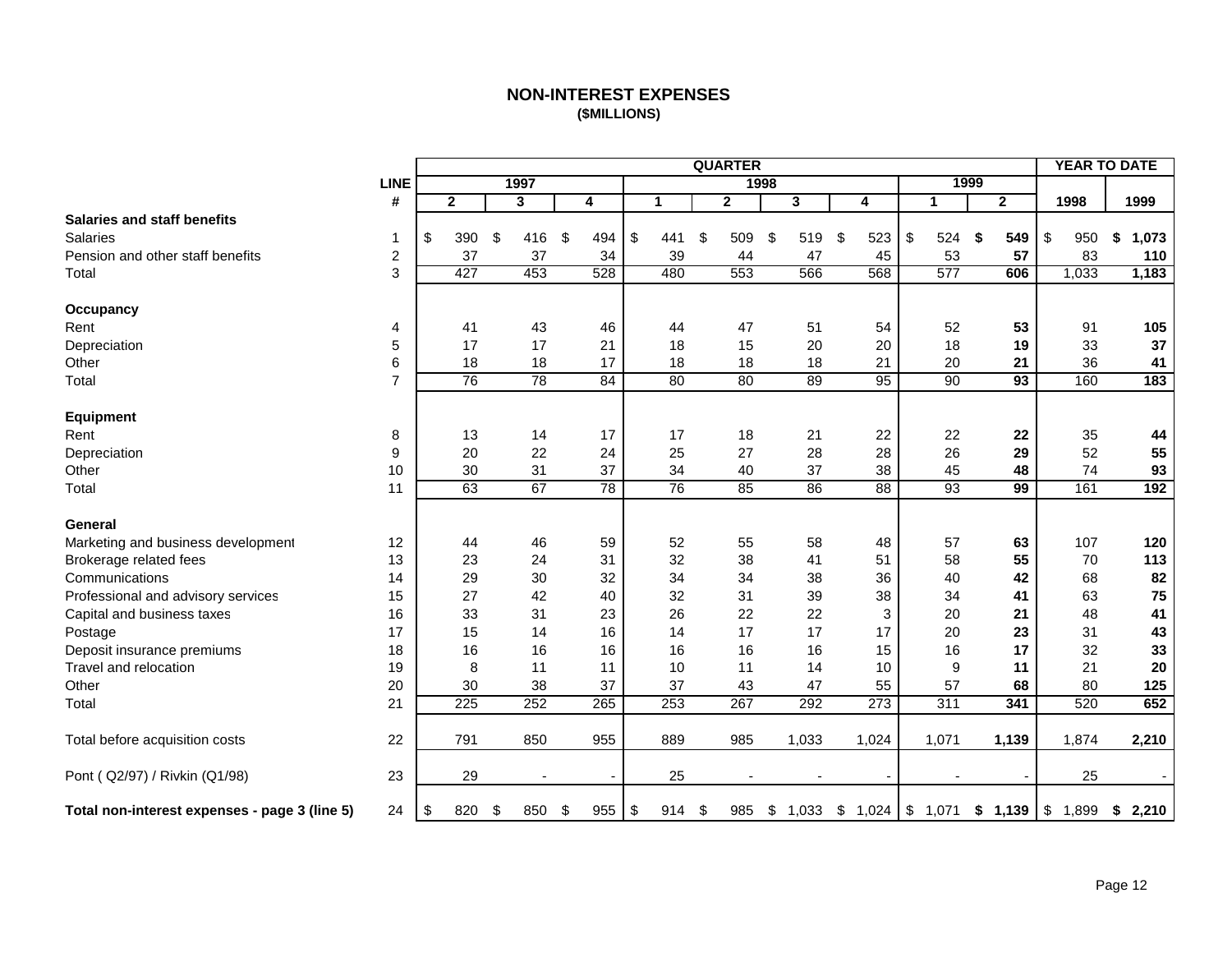# NON-INTEREST EXPENSES
## ($MILLIONS)

| | LINE | QUARTER | | | | | | | | | YEAR TO DATE | |
|---|---|---|---|---|---|---|---|---|---|---|---|---|
| | | 1997 | | | 1998 | | | | 1999 | | | |
| | # | 2 | 3 | 4 | 1 | 2 | 3 | 4 | 1 | 2 | 1998 | 1999 |
| **Salaries and staff benefits** | | | | | | | | | | | | |
| Salaries | 1 | $ 390 | $ 416 | $ 494 | $ 441 | $ 509 | $ 519 | $ 523 | $ 524 | **$ 549** | $ 950 | **$ 1,073** |
| Pension and other staff benefits | 2 | 37 | 37 | 34 | 39 | 44 | 47 | 45 | 53 | **57** | 83 | **110** |
| Total | 3 | 427 | 453 | 528 | 480 | 553 | 566 | 568 | 577 | **606** | 1,033 | **1,183** |
| **Occupancy** | | | | | | | | | | | | |
| Rent | 4 | 41 | 43 | 46 | 44 | 47 | 51 | 54 | 52 | **53** | 91 | **105** |
| Depreciation | 5 | 17 | 17 | 21 | 18 | 15 | 20 | 20 | 18 | **19** | 33 | **37** |
| Other | 6 | 18 | 18 | 17 | 18 | 18 | 18 | 21 | 20 | **21** | 36 | **41** |
| Total | 7 | 76 | 78 | 84 | 80 | 80 | 89 | 95 | 90 | **93** | 160 | **183** |
| **Equipment** | | | | | | | | | | | | |
| Rent | 8 | 13 | 14 | 17 | 17 | 18 | 21 | 22 | 22 | **22** | 35 | **44** |
| Depreciation | 9 | 20 | 22 | 24 | 25 | 27 | 28 | 28 | 26 | **29** | 52 | **55** |
| Other | 10 | 30 | 31 | 37 | 34 | 40 | 37 | 38 | 45 | **48** | 74 | **93** |
| Total | 11 | 63 | 67 | 78 | 76 | 85 | 86 | 88 | 93 | **99** | 161 | **192** |
| **General** | | | | | | | | | | | | |
| Marketing and business development | 12 | 44 | 46 | 59 | 52 | 55 | 58 | 48 | 57 | **63** | 107 | **120** |
| Brokerage related fees | 13 | 23 | 24 | 31 | 32 | 38 | 41 | 51 | 58 | **55** | 70 | **113** |
| Communications | 14 | 29 | 30 | 32 | 34 | 34 | 38 | 36 | 40 | **42** | 68 | **82** |
| Professional and advisory services | 15 | 27 | 42 | 40 | 32 | 31 | 39 | 38 | 34 | **41** | 63 | **75** |
| Capital and business taxes | 16 | 33 | 31 | 23 | 26 | 22 | 22 | 3 | 20 | **21** | 48 | **41** |
| Postage | 17 | 15 | 14 | 16 | 14 | 17 | 17 | 17 | 20 | **23** | 31 | **43** |
| Deposit insurance premiums | 18 | 16 | 16 | 16 | 16 | 16 | 16 | 15 | 16 | **17** | 32 | **33** |
| Travel and relocation | 19 | 8 | 11 | 11 | 10 | 11 | 14 | 10 | 9 | **11** | 21 | **20** |
| Other | 20 | 30 | 38 | 37 | 37 | 43 | 47 | 55 | 57 | **68** | 80 | **125** |
| Total | 21 | 225 | 252 | 265 | 253 | 267 | 292 | 273 | 311 | **341** | 520 | **652** |
| Total before acquisition costs | 22 | 791 | 850 | 955 | 889 | 985 | 1,033 | 1,024 | 1,071 | **1,139** | 1,874 | **2,210** |
| Pont ( Q2/97) / Rivkin (Q1/98) | 23 | 29 | - | - | 25 | - | - | - | - | **-** | 25 | **-** |
| **Total non-interest expenses - page 3 (line 5)** | 24 | $ 820 | $ 850 | $ 955 | $ 914 | $ 985 | $ 1,033 | $ 1,024 | $ 1,071 | **$ 1,139** | $ 1,899 | **$ 2,210** |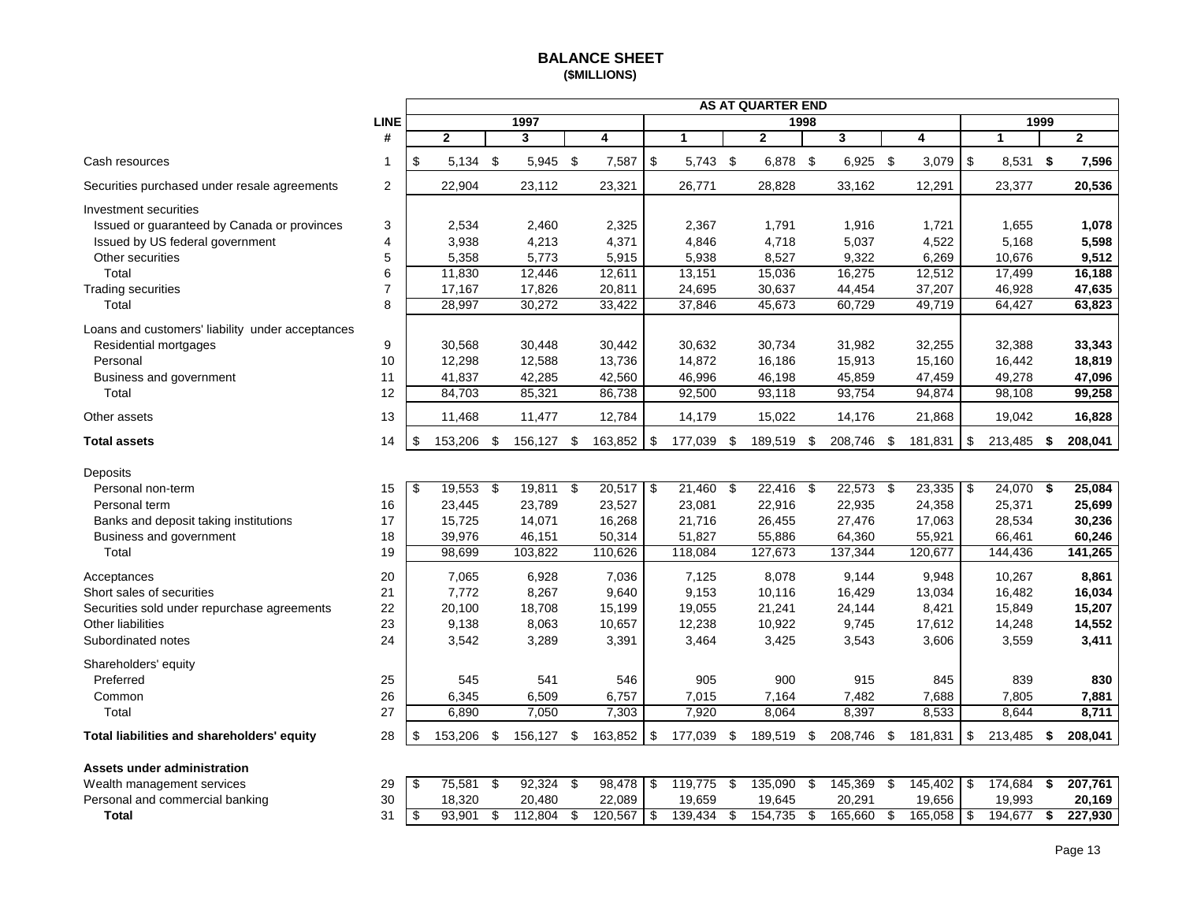# BALANCE SHEET

**($MILLIONS)**

| | LINE # | 1997 Q2 | 1997 Q3 | 1997 Q4 | 1998 Q1 | 1998 Q2 | 1998 Q3 | 1998 Q4 | 1999 Q1 | 1999 Q2 |
|---|---|---|---|---|---|---|---|---|---|---|
| | | **AS AT QUARTER END** | | | | | | | | |
| Cash resources | 1 | $ 5,134 | $ 5,945 | $ 7,587 | $ 5,743 | $ 6,878 | $ 6,925 | $ 3,079 | $ 8,531 | **$ 7,596** |
| Securities purchased under resale agreements | 2 | 22,904 | 23,112 | 23,321 | 26,771 | 28,828 | 33,162 | 12,291 | 23,377 | **20,536** |
| Investment securities | | | | | | | | | | |
| Issued or guaranteed by Canada or provinces | 3 | 2,534 | 2,460 | 2,325 | 2,367 | 1,791 | 1,916 | 1,721 | 1,655 | **1,078** |
| Issued by US federal government | 4 | 3,938 | 4,213 | 4,371 | 4,846 | 4,718 | 5,037 | 4,522 | 5,168 | **5,598** |
| Other securities | 5 | 5,358 | 5,773 | 5,915 | 5,938 | 8,527 | 9,322 | 6,269 | 10,676 | **9,512** |
| Total | 6 | 11,830 | 12,446 | 12,611 | 13,151 | 15,036 | 16,275 | 12,512 | 17,499 | **16,188** |
| Trading securities | 7 | 17,167 | 17,826 | 20,811 | 24,695 | 30,637 | 44,454 | 37,207 | 46,928 | **47,635** |
| Total | 8 | 28,997 | 30,272 | 33,422 | 37,846 | 45,673 | 60,729 | 49,719 | 64,427 | **63,823** |
| Loans and customers' liability under acceptances | | | | | | | | | | |
| Residential mortgages | 9 | 30,568 | 30,448 | 30,442 | 30,632 | 30,734 | 31,982 | 32,255 | 32,388 | **33,343** |
| Personal | 10 | 12,298 | 12,588 | 13,736 | 14,872 | 16,186 | 15,913 | 15,160 | 16,442 | **18,819** |
| Business and government | 11 | 41,837 | 42,285 | 42,560 | 46,996 | 46,198 | 45,859 | 47,459 | 49,278 | **47,096** |
| Total | 12 | 84,703 | 85,321 | 86,738 | 92,500 | 93,118 | 93,754 | 94,874 | 98,108 | **99,258** |
| Other assets | 13 | 11,468 | 11,477 | 12,784 | 14,179 | 15,022 | 14,176 | 21,868 | 19,042 | **16,828** |
| **Total assets** | 14 | $ 153,206 | $ 156,127 | $ 163,852 | $ 177,039 | $ 189,519 | $ 208,746 | $ 181,831 | $ 213,485 | **$ 208,041** |
| Deposits | | | | | | | | | | |
| Personal non-term | 15 | $ 19,553 | $ 19,811 | $ 20,517 | $ 21,460 | $ 22,416 | $ 22,573 | $ 23,335 | $ 24,070 | **$ 25,084** |
| Personal term | 16 | 23,445 | 23,789 | 23,527 | 23,081 | 22,916 | 22,935 | 24,358 | 25,371 | **25,699** |
| Banks and deposit taking institutions | 17 | 15,725 | 14,071 | 16,268 | 21,716 | 26,455 | 27,476 | 17,063 | 28,534 | **30,236** |
| Business and government | 18 | 39,976 | 46,151 | 50,314 | 51,827 | 55,886 | 64,360 | 55,921 | 66,461 | **60,246** |
| Total | 19 | 98,699 | 103,822 | 110,626 | 118,084 | 127,673 | 137,344 | 120,677 | 144,436 | **141,265** |
| Acceptances | 20 | 7,065 | 6,928 | 7,036 | 7,125 | 8,078 | 9,144 | 9,948 | 10,267 | **8,861** |
| Short sales of securities | 21 | 7,772 | 8,267 | 9,640 | 9,153 | 10,116 | 16,429 | 13,034 | 16,482 | **16,034** |
| Securities sold under repurchase agreements | 22 | 20,100 | 18,708 | 15,199 | 19,055 | 21,241 | 24,144 | 8,421 | 15,849 | **15,207** |
| Other liabilities | 23 | 9,138 | 8,063 | 10,657 | 12,238 | 10,922 | 9,745 | 17,612 | 14,248 | **14,552** |
| Subordinated notes | 24 | 3,542 | 3,289 | 3,391 | 3,464 | 3,425 | 3,543 | 3,606 | 3,559 | **3,411** |
| Shareholders' equity | | | | | | | | | | |
| Preferred | 25 | 545 | 541 | 546 | 905 | 900 | 915 | 845 | 839 | **830** |
| Common | 26 | 6,345 | 6,509 | 6,757 | 7,015 | 7,164 | 7,482 | 7,688 | 7,805 | **7,881** |
| Total | 27 | 6,890 | 7,050 | 7,303 | 7,920 | 8,064 | 8,397 | 8,533 | 8,644 | **8,711** |
| **Total liabilities and shareholders' equity** | 28 | $ 153,206 | $ 156,127 | $ 163,852 | $ 177,039 | $ 189,519 | $ 208,746 | $ 181,831 | $ 213,485 | **$ 208,041** |
| **Assets under administration** | | | | | | | | | | |
| Wealth management services | 29 | $ 75,581 | $ 92,324 | $ 98,478 | $ 119,775 | $ 135,090 | $ 145,369 | $ 145,402 | $ 174,684 | **$ 207,761** |
| Personal and commercial banking | 30 | 18,320 | 20,480 | 22,089 | 19,659 | 19,645 | 20,291 | 19,656 | 19,993 | **20,169** |
| **Total** | 31 | $ 93,901 | $ 112,804 | $ 120,567 | $ 139,434 | $ 154,735 | $ 165,660 | $ 165,058 | $ 194,677 | **$ 227,930** |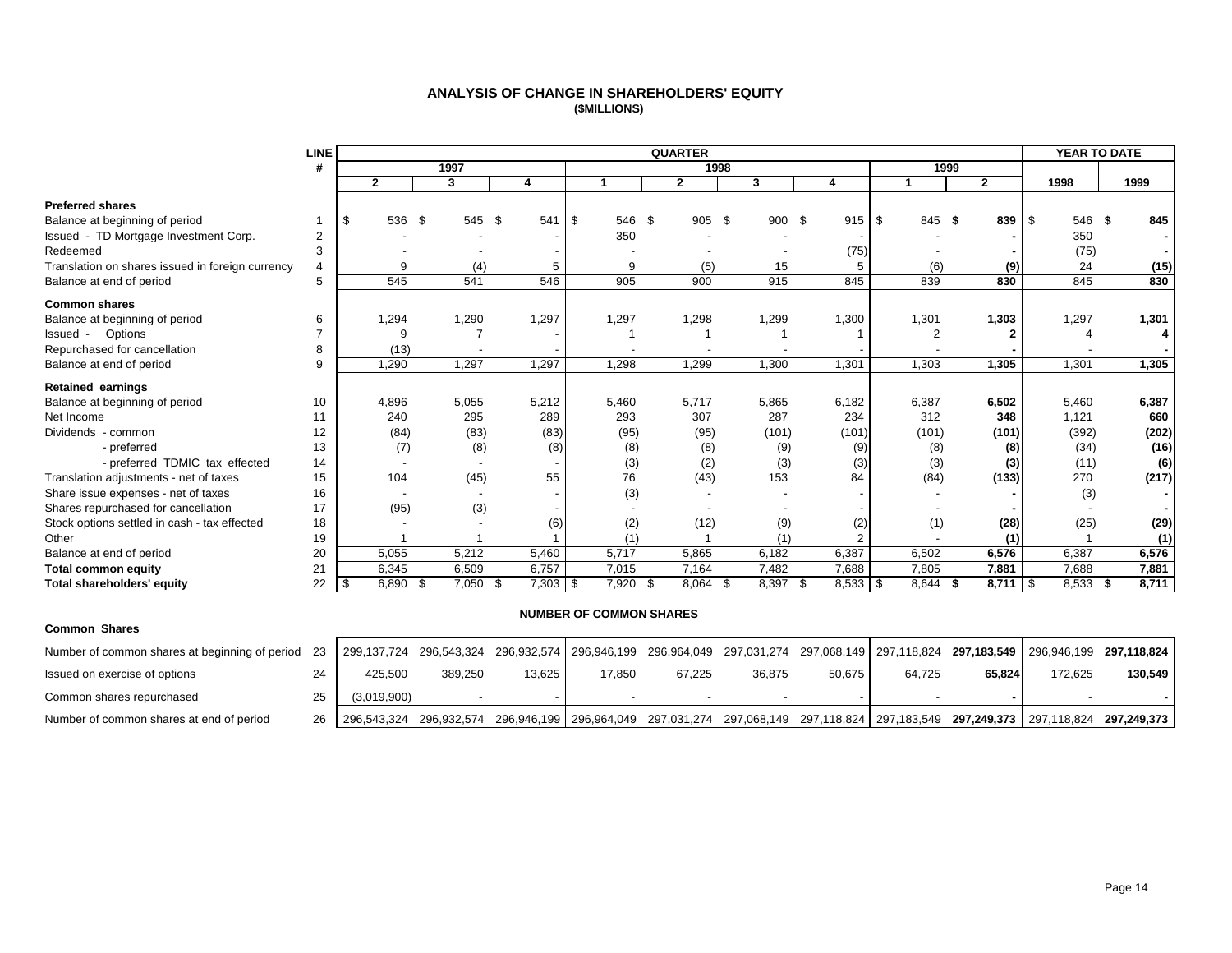# ANALYSIS OF CHANGE IN SHAREHOLDERS' EQUITY
**($MILLIONS)**

| | LINE # | QUARTER 1997 Q2 | 1997 Q3 | 1997 Q4 | 1998 Q1 | 1998 Q2 | 1998 Q3 | 1998 Q4 | 1999 Q1 | 1999 Q2 | YEAR TO DATE 1998 | YEAR TO DATE 1999 |
|---|---|---|---|---|---|---|---|---|---|---|---|---|
| **Preferred shares** | | | | | | | | | | | | |
| Balance at beginning of period | 1 | $ 536 | $ 545 | $ 541 | $ 546 | $ 905 | $ 900 | $ 915 | $ 845 | **$ 839** | $ 546 | **$ 845** |
| Issued - TD Mortgage Investment Corp. | 2 | - | - | - | 350 | - | - | - | - | **-** | 350 | **-** |
| Redeemed | 3 | - | - | - | - | - | - | (75) | - | **-** | (75) | **-** |
| Translation on shares issued in foreign currency | 4 | 9 | (4) | 5 | 9 | (5) | 15 | 5 | (6) | **(9)** | 24 | **(15)** |
| Balance at end of period | 5 | 545 | 541 | 546 | 905 | 900 | 915 | 845 | 839 | **830** | 845 | **830** |
| **Common shares** | | | | | | | | | | | | |
| Balance at beginning of period | 6 | 1,294 | 1,290 | 1,297 | 1,297 | 1,298 | 1,299 | 1,300 | 1,301 | **1,303** | 1,297 | **1,301** |
| Issued - Options | 7 | 9 | 7 | - | 1 | 1 | 1 | 1 | 2 | **2** | 4 | **4** |
| Repurchased for cancellation | 8 | (13) | - | - | - | - | - | - | - | **-** | - | **-** |
| Balance at end of period | 9 | 1,290 | 1,297 | 1,297 | 1,298 | 1,299 | 1,300 | 1,301 | 1,303 | **1,305** | 1,301 | **1,305** |
| **Retained earnings** | | | | | | | | | | | | |
| Balance at beginning of period | 10 | 4,896 | 5,055 | 5,212 | 5,460 | 5,717 | 5,865 | 6,182 | 6,387 | **6,502** | 5,460 | **6,387** |
| Net Income | 11 | 240 | 295 | 289 | 293 | 307 | 287 | 234 | 312 | **348** | 1,121 | **660** |
| Dividends - common | 12 | (84) | (83) | (83) | (95) | (95) | (101) | (101) | (101) | **(101)** | (392) | **(202)** |
| - preferred | 13 | (7) | (8) | (8) | (8) | (8) | (9) | (9) | (8) | **(8)** | (34) | **(16)** |
| - preferred TDMIC tax effected | 14 | - | - | - | (3) | (2) | (3) | (3) | (3) | **(3)** | (11) | **(6)** |
| Translation adjustments - net of taxes | 15 | 104 | (45) | 55 | 76 | (43) | 153 | 84 | (84) | **(133)** | 270 | **(217)** |
| Share issue expenses - net of taxes | 16 | - | - | - | (3) | - | - | - | - | **-** | (3) | **-** |
| Shares repurchased for cancellation | 17 | (95) | (3) | - | - | - | - | - | - | **-** | - | **-** |
| Stock options settled in cash - tax effected | 18 | - | - | (6) | (2) | (12) | (9) | (2) | (1) | **(28)** | (25) | **(29)** |
| Other | 19 | 1 | 1 | 1 | (1) | 1 | (1) | 2 | - | **(1)** | 1 | **(1)** |
| Balance at end of period | 20 | 5,055 | 5,212 | 5,460 | 5,717 | 5,865 | 6,182 | 6,387 | 6,502 | **6,576** | 6,387 | **6,576** |
| **Total common equity** | 21 | 6,345 | 6,509 | 6,757 | 7,015 | 7,164 | 7,482 | 7,688 | 7,805 | **7,881** | 7,688 | **7,881** |
| **Total shareholders' equity** | 22 | $ 6,890 | $ 7,050 | $ 7,303 | $ 7,920 | $ 8,064 | $ 8,397 | $ 8,533 | $ 8,644 | **$ 8,711** | $ 8,533 | **$ 8,711** |

**NUMBER OF COMMON SHARES**

| Common Shares | LINE # | 1997 Q2 | 1997 Q3 | 1997 Q4 | 1998 Q1 | 1998 Q2 | 1998 Q3 | 1998 Q4 | 1999 Q1 | 1999 Q2 | YTD 1998 | YTD 1999 |
|---|---|---|---|---|---|---|---|---|---|---|---|---|
| Number of common shares at beginning of period | 23 | 299,137,724 | 296,543,324 | 296,932,574 | 296,946,199 | 296,964,049 | 297,031,274 | 297,068,149 | 297,118,824 | **297,183,549** | 296,946,199 | **297,118,824** |
| Issued on exercise of options | 24 | 425,500 | 389,250 | 13,625 | 17,850 | 67,225 | 36,875 | 50,675 | 64,725 | **65,824** | 172,625 | **130,549** |
| Common shares repurchased | 25 | (3,019,900) | - | - | - | - | - | - | - | **-** | - | **-** |
| Number of common shares at end of period | 26 | 296,543,324 | 296,932,574 | 296,946,199 | 296,964,049 | 297,031,274 | 297,068,149 | 297,118,824 | 297,183,549 | **297,249,373** | 297,118,824 | **297,249,373** |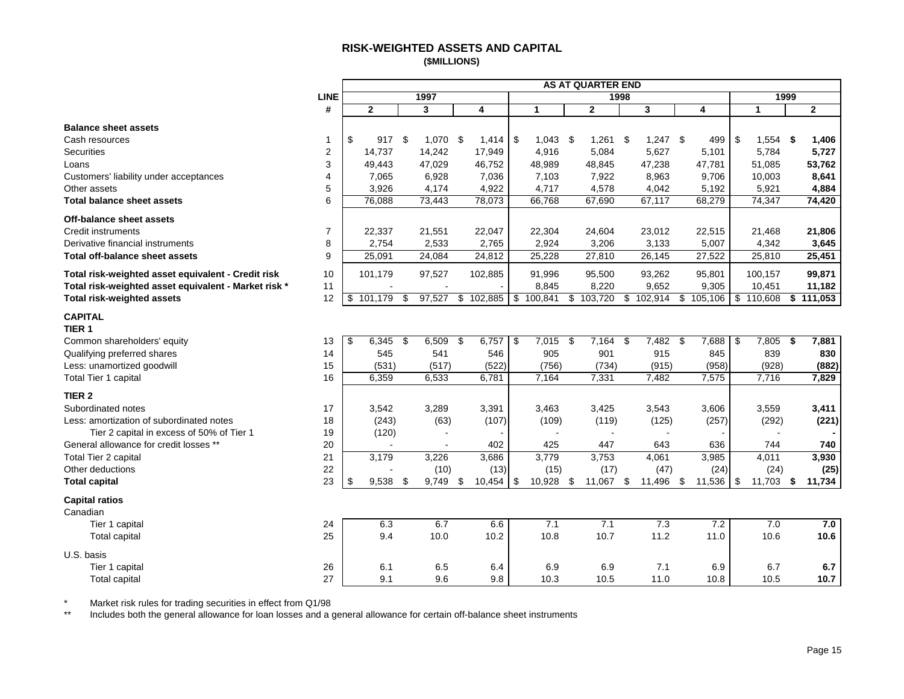# RISK-WEIGHTED ASSETS AND CAPITAL

**($MILLIONS)**

| | LINE | AS AT QUARTER END | | | | | | | | |
|---|---|---|---|---|---|---|---|---|---|---|
| | | 1997 | | | 1998 | | | | 1999 | |
| | # | 2 | 3 | 4 | 1 | 2 | 3 | 4 | 1 | 2 |
| **Balance sheet assets** | | | | | | | | | | |
| Cash resources | 1 | $ 917 | $ 1,070 | $ 1,414 | $ 1,043 | $ 1,261 | $ 1,247 | $ 499 | $ 1,554 | **$ 1,406** |
| Securities | 2 | 14,737 | 14,242 | 17,949 | 4,916 | 5,084 | 5,627 | 5,101 | 5,784 | **5,727** |
| Loans | 3 | 49,443 | 47,029 | 46,752 | 48,989 | 48,845 | 47,238 | 47,781 | 51,085 | **53,762** |
| Customers' liability under acceptances | 4 | 7,065 | 6,928 | 7,036 | 7,103 | 7,922 | 8,963 | 9,706 | 10,003 | **8,641** |
| Other assets | 5 | 3,926 | 4,174 | 4,922 | 4,717 | 4,578 | 4,042 | 5,192 | 5,921 | **4,884** |
| **Total balance sheet assets** | 6 | 76,088 | 73,443 | 78,073 | 66,768 | 67,690 | 67,117 | 68,279 | 74,347 | **74,420** |
| **Off-balance sheet assets** | | | | | | | | | | |
| Credit instruments | 7 | 22,337 | 21,551 | 22,047 | 22,304 | 24,604 | 23,012 | 22,515 | 21,468 | **21,806** |
| Derivative financial instruments | 8 | 2,754 | 2,533 | 2,765 | 2,924 | 3,206 | 3,133 | 5,007 | 4,342 | **3,645** |
| **Total off-balance sheet assets** | 9 | 25,091 | 24,084 | 24,812 | 25,228 | 27,810 | 26,145 | 27,522 | 25,810 | **25,451** |
| **Total risk-weighted asset equivalent - Credit risk** | 10 | 101,179 | 97,527 | 102,885 | 91,996 | 95,500 | 93,262 | 95,801 | 100,157 | **99,871** |
| **Total risk-weighted asset equivalent - Market risk *** | 11 | - | - | - | 8,845 | 8,220 | 9,652 | 9,305 | 10,451 | **11,182** |
| **Total risk-weighted assets** | 12 | $ 101,179 | $ 97,527 | $ 102,885 | $ 100,841 | $ 103,720 | $ 102,914 | $ 105,106 | $ 110,608 | **$ 111,053** |
| **CAPITAL** | | | | | | | | | | |
| **TIER 1** | | | | | | | | | | |
| Common shareholders' equity | 13 | $ 6,345 | $ 6,509 | $ 6,757 | $ 7,015 | $ 7,164 | $ 7,482 | $ 7,688 | $ 7,805 | **$ 7,881** |
| Qualifying preferred shares | 14 | 545 | 541 | 546 | 905 | 901 | 915 | 845 | 839 | **830** |
| Less: unamortized goodwill | 15 | (531) | (517) | (522) | (756) | (734) | (915) | (958) | (928) | **(882)** |
| Total Tier 1 capital | 16 | 6,359 | 6,533 | 6,781 | 7,164 | 7,331 | 7,482 | 7,575 | 7,716 | **7,829** |
| **TIER 2** | | | | | | | | | | |
| Subordinated notes | 17 | 3,542 | 3,289 | 3,391 | 3,463 | 3,425 | 3,543 | 3,606 | 3,559 | **3,411** |
| Less: amortization of subordinated notes | 18 | (243) | (63) | (107) | (109) | (119) | (125) | (257) | (292) | **(221)** |
| Tier 2 capital in excess of 50% of Tier 1 | 19 | (120) | - | - | - | - | - | - | - | **-** |
| General allowance for credit losses ** | 20 | - | - | 402 | 425 | 447 | 643 | 636 | 744 | **740** |
| Total Tier 2 capital | 21 | 3,179 | 3,226 | 3,686 | 3,779 | 3,753 | 4,061 | 3,985 | 4,011 | **3,930** |
| Other deductions | 22 | - | (10) | (13) | (15) | (17) | (47) | (24) | (24) | **(25)** |
| **Total capital** | 23 | $ 9,538 | $ 9,749 | $ 10,454 | $ 10,928 | $ 11,067 | $ 11,496 | $ 11,536 | $ 11,703 | **$ 11,734** |
| **Capital ratios** | | | | | | | | | | |
| Canadian | | | | | | | | | | |
| Tier 1 capital | 24 | 6.3 | 6.7 | 6.6 | 7.1 | 7.1 | 7.3 | 7.2 | 7.0 | **7.0** |
| Total capital | 25 | 9.4 | 10.0 | 10.2 | 10.8 | 10.7 | 11.2 | 11.0 | 10.6 | **10.6** |
| U.S. basis | | | | | | | | | | |
| Tier 1 capital | 26 | 6.1 | 6.5 | 6.4 | 6.9 | 6.9 | 7.1 | 6.9 | 6.7 | **6.7** |
| Total capital | 27 | 9.1 | 9.6 | 9.8 | 10.3 | 10.5 | 11.0 | 10.8 | 10.5 | **10.7** |

\* Market risk rules for trading securities in effect from Q1/98

** Includes both the general allowance for loan losses and a general allowance for certain off-balance sheet instruments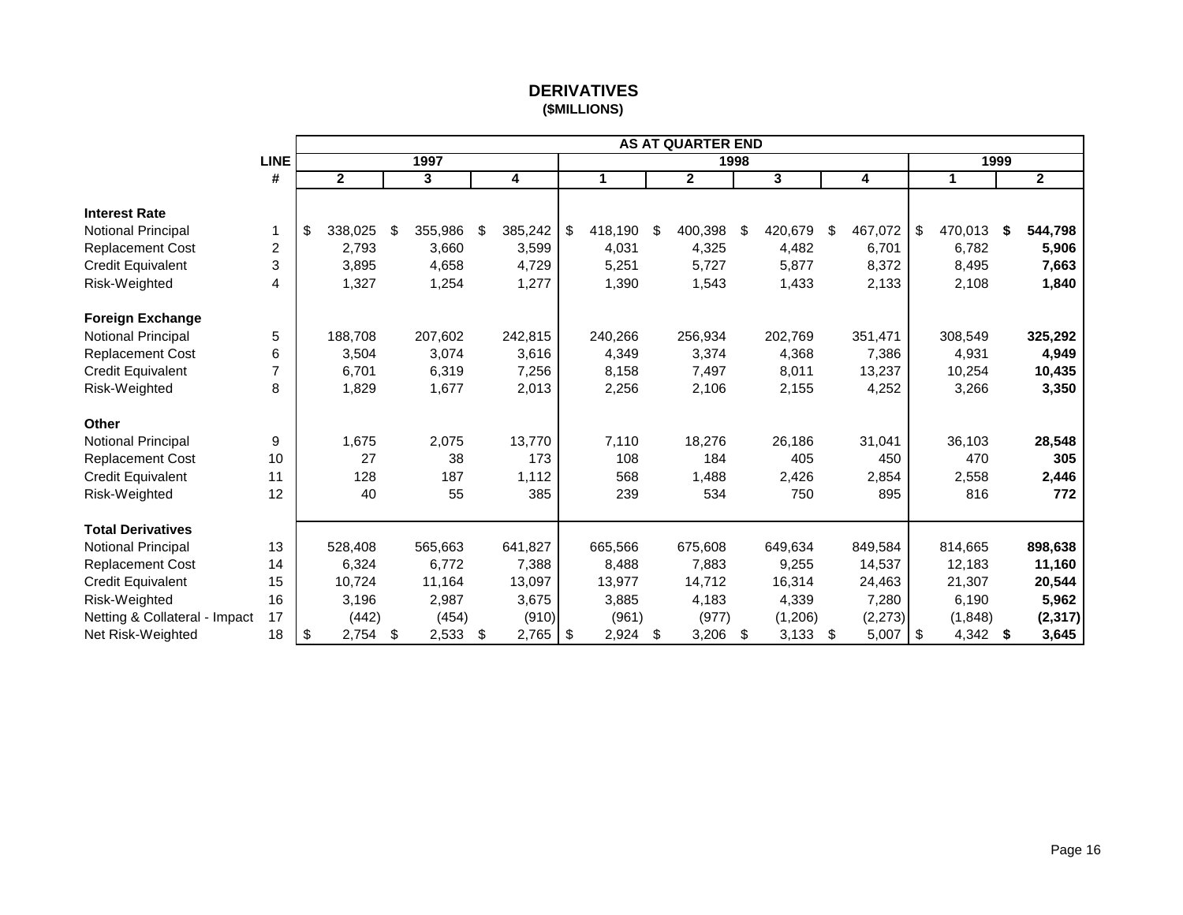# DERIVATIVES
**($MILLIONS)**

| | LINE # | 1997 Q2 | 1997 Q3 | 1997 Q4 | 1998 Q1 | 1998 Q2 | 1998 Q3 | 1998 Q4 | 1999 Q1 | 1999 Q2 |
|---|---|---|---|---|---|---|---|---|---|---|
| **Interest Rate** | | | | | | | | | | |
| Notional Principal | 1 | $ 338,025 | $ 355,986 | $ 385,242 | $ 418,190 | $ 400,398 | $ 420,679 | $ 467,072 | $ 470,013 | **$ 544,798** |
| Replacement Cost | 2 | 2,793 | 3,660 | 3,599 | 4,031 | 4,325 | 4,482 | 6,701 | 6,782 | **5,906** |
| Credit Equivalent | 3 | 3,895 | 4,658 | 4,729 | 5,251 | 5,727 | 5,877 | 8,372 | 8,495 | **7,663** |
| Risk-Weighted | 4 | 1,327 | 1,254 | 1,277 | 1,390 | 1,543 | 1,433 | 2,133 | 2,108 | **1,840** |
| **Foreign Exchange** | | | | | | | | | | |
| Notional Principal | 5 | 188,708 | 207,602 | 242,815 | 240,266 | 256,934 | 202,769 | 351,471 | 308,549 | **325,292** |
| Replacement Cost | 6 | 3,504 | 3,074 | 3,616 | 4,349 | 3,374 | 4,368 | 7,386 | 4,931 | **4,949** |
| Credit Equivalent | 7 | 6,701 | 6,319 | 7,256 | 8,158 | 7,497 | 8,011 | 13,237 | 10,254 | **10,435** |
| Risk-Weighted | 8 | 1,829 | 1,677 | 2,013 | 2,256 | 2,106 | 2,155 | 4,252 | 3,266 | **3,350** |
| **Other** | | | | | | | | | | |
| Notional Principal | 9 | 1,675 | 2,075 | 13,770 | 7,110 | 18,276 | 26,186 | 31,041 | 36,103 | **28,548** |
| Replacement Cost | 10 | 27 | 38 | 173 | 108 | 184 | 405 | 450 | 470 | **305** |
| Credit Equivalent | 11 | 128 | 187 | 1,112 | 568 | 1,488 | 2,426 | 2,854 | 2,558 | **2,446** |
| Risk-Weighted | 12 | 40 | 55 | 385 | 239 | 534 | 750 | 895 | 816 | **772** |
| **Total Derivatives** | | | | | | | | | | |
| Notional Principal | 13 | 528,408 | 565,663 | 641,827 | 665,566 | 675,608 | 649,634 | 849,584 | 814,665 | **898,638** |
| Replacement Cost | 14 | 6,324 | 6,772 | 7,388 | 8,488 | 7,883 | 9,255 | 14,537 | 12,183 | **11,160** |
| Credit Equivalent | 15 | 10,724 | 11,164 | 13,097 | 13,977 | 14,712 | 16,314 | 24,463 | 21,307 | **20,544** |
| Risk-Weighted | 16 | 3,196 | 2,987 | 3,675 | 3,885 | 4,183 | 4,339 | 7,280 | 6,190 | **5,962** |
| Netting & Collateral - Impact | 17 | (442) | (454) | (910) | (961) | (977) | (1,206) | (2,273) | (1,848) | **(2,317)** |
| Net Risk-Weighted | 18 | $ 2,754 | $ 2,533 | $ 2,765 | $ 2,924 | $ 3,206 | $ 3,133 | $ 5,007 | $ 4,342 | **$ 3,645** |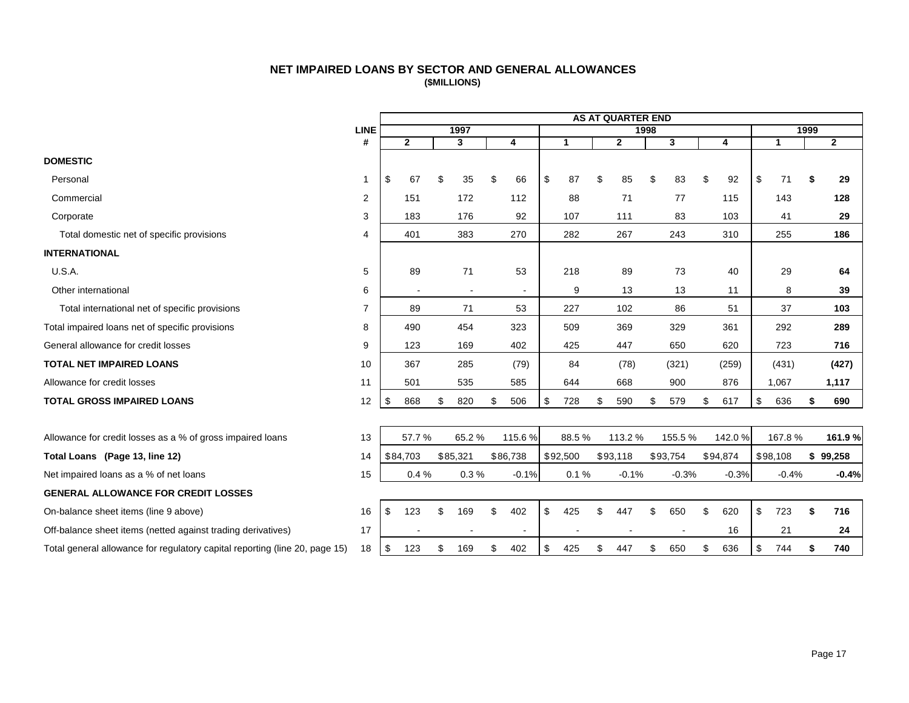# NET IMPAIRED LOANS BY SECTOR AND GENERAL ALLOWANCES

**($MILLIONS)**

| | LINE # | AS AT QUARTER END | | | | | | | | |
|---|---|---|---|---|---|---|---|---|---|---|
| | | 1997 | | | 1998 | | | | 1999 | |
| | | 2 | 3 | 4 | 1 | 2 | 3 | 4 | 1 | 2 |
| **DOMESTIC** | | | | | | | | | | |
| Personal | 1 | $ 67 | $ 35 | $ 66 | $ 87 | $ 85 | $ 83 | $ 92 | $ 71 | **$ 29** |
| Commercial | 2 | 151 | 172 | 112 | 88 | 71 | 77 | 115 | 143 | **128** |
| Corporate | 3 | 183 | 176 | 92 | 107 | 111 | 83 | 103 | 41 | **29** |
| Total domestic net of specific provisions | 4 | 401 | 383 | 270 | 282 | 267 | 243 | 310 | 255 | **186** |
| **INTERNATIONAL** | | | | | | | | | | |
| U.S.A. | 5 | 89 | 71 | 53 | 218 | 89 | 73 | 40 | 29 | **64** |
| Other international | 6 | - | - | - | 9 | 13 | 13 | 11 | 8 | **39** |
| Total international net of specific provisions | 7 | 89 | 71 | 53 | 227 | 102 | 86 | 51 | 37 | **103** |
| Total impaired loans net of specific provisions | 8 | 490 | 454 | 323 | 509 | 369 | 329 | 361 | 292 | **289** |
| General allowance for credit losses | 9 | 123 | 169 | 402 | 425 | 447 | 650 | 620 | 723 | **716** |
| **TOTAL NET IMPAIRED LOANS** | 10 | 367 | 285 | (79) | 84 | (78) | (321) | (259) | (431) | **(427)** |
| Allowance for credit losses | 11 | 501 | 535 | 585 | 644 | 668 | 900 | 876 | 1,067 | **1,117** |
| **TOTAL GROSS IMPAIRED LOANS** | 12 | $ 868 | $ 820 | $ 506 | $ 728 | $ 590 | $ 579 | $ 617 | $ 636 | **$ 690** |
| Allowance for credit losses as a % of gross impaired loans | 13 | 57.7 % | 65.2 % | 115.6 % | 88.5 % | 113.2 % | 155.5 % | 142.0 % | 167.8 % | **161.9 %** |
| **Total Loans (Page 13, line 12)** | 14 | $84,703 | $85,321 | $86,738 | $92,500 | $93,118 | $93,754 | $94,874 | $98,108 | **$ 99,258** |
| Net impaired loans as a % of net loans | 15 | 0.4 % | 0.3 % | -0.1% | 0.1 % | -0.1% | -0.3% | -0.3% | -0.4% | **-0.4%** |
| **GENERAL ALLOWANCE FOR CREDIT LOSSES** | | | | | | | | | | |
| On-balance sheet items (line 9 above) | 16 | $ 123 | $ 169 | $ 402 | $ 425 | $ 447 | $ 650 | $ 620 | $ 723 | **$ 716** |
| Off-balance sheet items (netted against trading derivatives) | 17 | - | - | - | - | - | - | 16 | 21 | **24** |
| Total general allowance for regulatory capital reporting (line 20, page 15) | 18 | $ 123 | $ 169 | $ 402 | $ 425 | $ 447 | $ 650 | $ 636 | $ 744 | **$ 740** |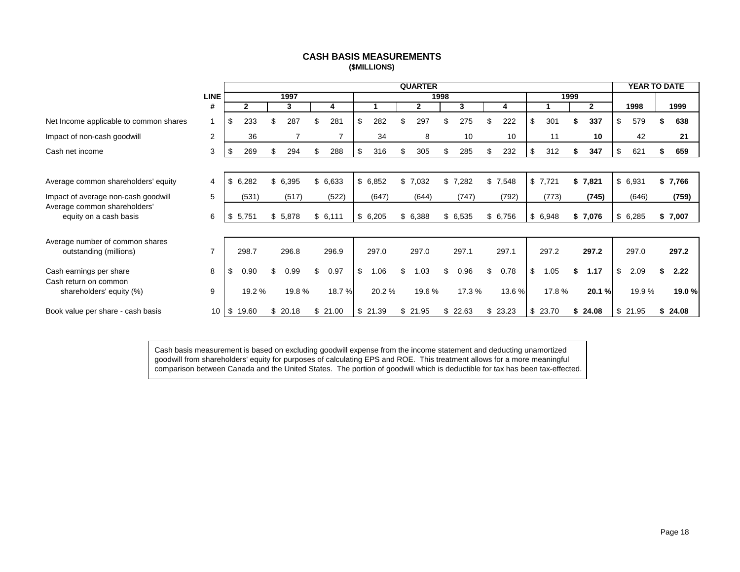# CASH BASIS MEASUREMENTS

**($MILLIONS)**

| | LINE | QUARTER | | | | | | | | | YEAR TO DATE | |
|---|---|---|---|---|---|---|---|---|---|---|---|---|
| | | 1997 | | | 1998 | | | | 1999 | | | |
| | **#** | **2** | **3** | **4** | **1** | **2** | **3** | **4** | **1** | **2** | **1998** | **1999** |
| Net Income applicable to common shares | 1 | $ 233 | $ 287 | $ 281 | $ 282 | $ 297 | $ 275 | $ 222 | $ 301 | **$ 337** | $ 579 | **$ 638** |
| Impact of non-cash goodwill | 2 | 36 | 7 | 7 | 34 | 8 | 10 | 10 | 11 | **10** | 42 | **21** |
| Cash net income | 3 | $ 269 | $ 294 | $ 288 | $ 316 | $ 305 | $ 285 | $ 232 | $ 312 | **$ 347** | $ 621 | **$ 659** |
| Average common shareholders' equity | 4 | $ 6,282 | $ 6,395 | $ 6,633 | $ 6,852 | $ 7,032 | $ 7,282 | $ 7,548 | $ 7,721 | **$ 7,821** | $ 6,931 | **$ 7,766** |
| Impact of average non-cash goodwill | 5 | (531) | (517) | (522) | (647) | (644) | (747) | (792) | (773) | **(745)** | (646) | **(759)** |
| Average common shareholders' equity on a cash basis | 6 | $ 5,751 | $ 5,878 | $ 6,111 | $ 6,205 | $ 6,388 | $ 6,535 | $ 6,756 | $ 6,948 | **$ 7,076** | $ 6,285 | **$ 7,007** |
| Average number of common shares outstanding (millions) | 7 | 298.7 | 296.8 | 296.9 | 297.0 | 297.0 | 297.1 | 297.1 | 297.2 | **297.2** | 297.0 | **297.2** |
| Cash earnings per share | 8 | $ 0.90 | $ 0.99 | $ 0.97 | $ 1.06 | $ 1.03 | $ 0.96 | $ 0.78 | $ 1.05 | **$ 1.17** | $ 2.09 | **$ 2.22** |
| Cash return on common shareholders' equity (%) | 9 | 19.2 % | 19.8 % | 18.7 % | 20.2 % | 19.6 % | 17.3 % | 13.6 % | 17.8 % | **20.1 %** | 19.9 % | **19.0 %** |
| Book value per share - cash basis | 10 | $ 19.60 | $ 20.18 | $ 21.00 | $ 21.39 | $ 21.95 | $ 22.63 | $ 23.23 | $ 23.70 | **$ 24.08** | $ 21.95 | **$ 24.08** |

Cash basis measurement is based on excluding goodwill expense from the income statement and deducting unamortized goodwill from shareholders' equity for purposes of calculating EPS and ROE. This treatment allows for a more meaningful comparison between Canada and the United States. The portion of goodwill which is deductible for tax has been tax-effected.